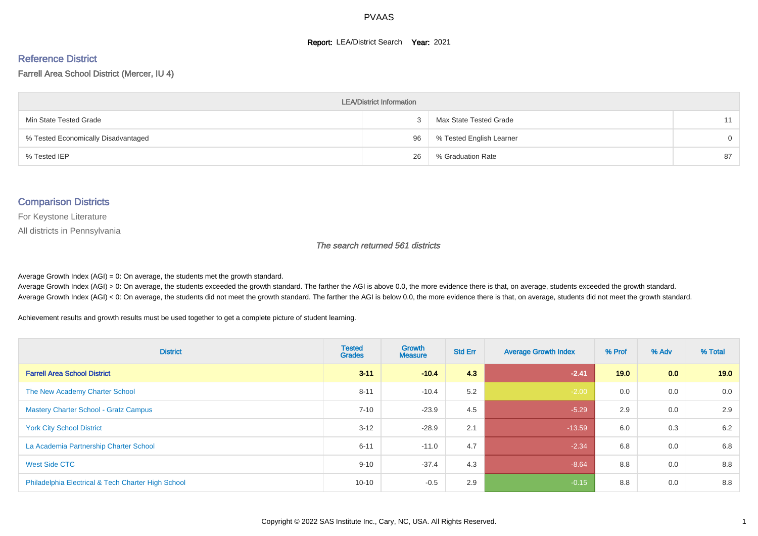PVAAS

**Report:** LEA/District Search **Year:** 2021

## Reference District

Farrell Area School District (Mercer, IU 4)

| LEA/District Information | | | |
|---|---|---|---|
| Min State Tested Grade | 3 | Max State Tested Grade | 11 |
| % Tested Economically Disadvantaged | 96 | % Tested English Learner | 0 |
| % Tested IEP | 26 | % Graduation Rate | 87 |

## Comparison Districts

For Keystone Literature

All districts in Pennsylvania

*The search returned 561 districts*

Average Growth Index (AGI) = 0: On average, the students met the growth standard.

Average Growth Index (AGI) > 0: On average, the students exceeded the growth standard. The farther the AGI is above 0.0, the more evidence there is that, on average, students exceeded the growth standard.

Average Growth Index (AGI) < 0: On average, the students did not meet the growth standard. The farther the AGI is below 0.0, the more evidence there is that, on average, students did not meet the growth standard.

Achievement results and growth results must be used together to get a complete picture of student learning.

| District | Tested Grades | Growth Measure | Std Err | Average Growth Index | % Prof | % Adv | % Total |
|---|---|---|---|---|---|---|---|
| **Farrell Area School District** | **3-11** | **-10.4** | **4.3** | **-2.41** | **19.0** | **0.0** | **19.0** |
| The New Academy Charter School | 8-11 | -10.4 | 5.2 | -2.00 | 0.0 | 0.0 | 0.0 |
| Mastery Charter School - Gratz Campus | 7-10 | -23.9 | 4.5 | -5.29 | 2.9 | 0.0 | 2.9 |
| York City School District | 3-12 | -28.9 | 2.1 | -13.59 | 6.0 | 0.3 | 6.2 |
| La Academia Partnership Charter School | 6-11 | -11.0 | 4.7 | -2.34 | 6.8 | 0.0 | 6.8 |
| West Side CTC | 9-10 | -37.4 | 4.3 | -8.64 | 8.8 | 0.0 | 8.8 |
| Philadelphia Electrical & Tech Charter High School | 10-10 | -0.5 | 2.9 | -0.15 | 8.8 | 0.0 | 8.8 |

Copyright © 2022 SAS Institute Inc., Cary, NC, USA. All Rights Reserved.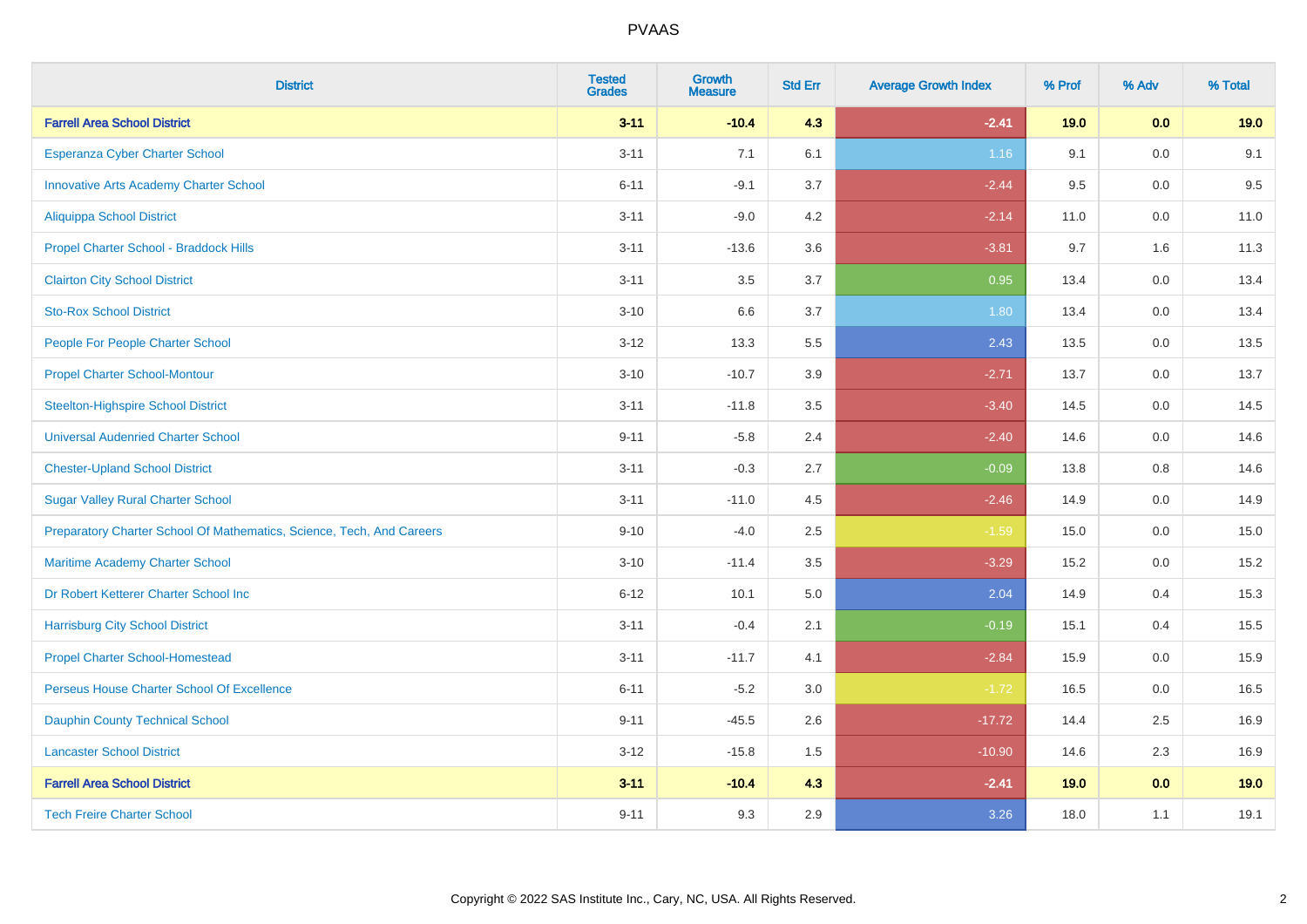# PVAAS

| District | Tested Grades | Growth Measure | Std Err | Average Growth Index | % Prof | % Adv | % Total |
|---|---|---|---|---|---|---|---|
| **Farrell Area School District** | **3-11** | **-10.4** | **4.3** | **-2.41** | **19.0** | **0.0** | **19.0** |
| Esperanza Cyber Charter School | 3-11 | 7.1 | 6.1 | 1.16 | 9.1 | 0.0 | 9.1 |
| Innovative Arts Academy Charter School | 6-11 | -9.1 | 3.7 | -2.44 | 9.5 | 0.0 | 9.5 |
| Aliquippa School District | 3-11 | -9.0 | 4.2 | -2.14 | 11.0 | 0.0 | 11.0 |
| Propel Charter School - Braddock Hills | 3-11 | -13.6 | 3.6 | -3.81 | 9.7 | 1.6 | 11.3 |
| Clairton City School District | 3-11 | 3.5 | 3.7 | 0.95 | 13.4 | 0.0 | 13.4 |
| Sto-Rox School District | 3-10 | 6.6 | 3.7 | 1.80 | 13.4 | 0.0 | 13.4 |
| People For People Charter School | 3-12 | 13.3 | 5.5 | 2.43 | 13.5 | 0.0 | 13.5 |
| Propel Charter School-Montour | 3-10 | -10.7 | 3.9 | -2.71 | 13.7 | 0.0 | 13.7 |
| Steelton-Highspire School District | 3-11 | -11.8 | 3.5 | -3.40 | 14.5 | 0.0 | 14.5 |
| Universal Audenried Charter School | 9-11 | -5.8 | 2.4 | -2.40 | 14.6 | 0.0 | 14.6 |
| Chester-Upland School District | 3-11 | -0.3 | 2.7 | -0.09 | 13.8 | 0.8 | 14.6 |
| Sugar Valley Rural Charter School | 3-11 | -11.0 | 4.5 | -2.46 | 14.9 | 0.0 | 14.9 |
| Preparatory Charter School Of Mathematics, Science, Tech, And Careers | 9-10 | -4.0 | 2.5 | -1.59 | 15.0 | 0.0 | 15.0 |
| Maritime Academy Charter School | 3-10 | -11.4 | 3.5 | -3.29 | 15.2 | 0.0 | 15.2 |
| Dr Robert Ketterer Charter School Inc | 6-12 | 10.1 | 5.0 | 2.04 | 14.9 | 0.4 | 15.3 |
| Harrisburg City School District | 3-11 | -0.4 | 2.1 | -0.19 | 15.1 | 0.4 | 15.5 |
| Propel Charter School-Homestead | 3-11 | -11.7 | 4.1 | -2.84 | 15.9 | 0.0 | 15.9 |
| Perseus House Charter School Of Excellence | 6-11 | -5.2 | 3.0 | -1.72 | 16.5 | 0.0 | 16.5 |
| Dauphin County Technical School | 9-11 | -45.5 | 2.6 | -17.72 | 14.4 | 2.5 | 16.9 |
| Lancaster School District | 3-12 | -15.8 | 1.5 | -10.90 | 14.6 | 2.3 | 16.9 |
| **Farrell Area School District** | **3-11** | **-10.4** | **4.3** | **-2.41** | **19.0** | **0.0** | **19.0** |
| Tech Freire Charter School | 9-11 | 9.3 | 2.9 | 3.26 | 18.0 | 1.1 | 19.1 |

Copyright © 2022 SAS Institute Inc., Cary, NC, USA. All Rights Reserved.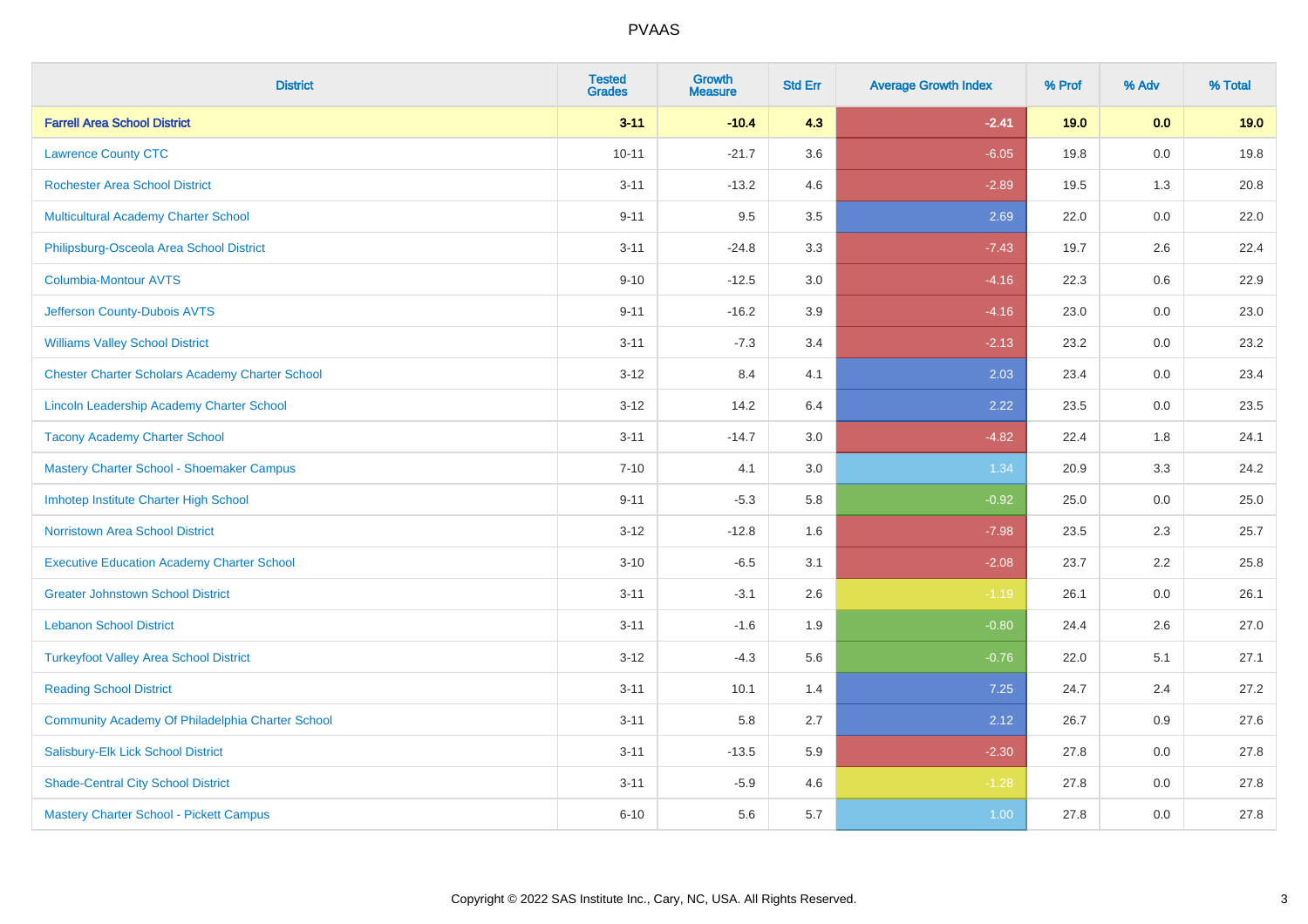# PVAAS

| District | Tested Grades | Growth Measure | Std Err | Average Growth Index | % Prof | % Adv | % Total |
|---|---|---|---|---|---|---|---|
| **Farrell Area School District** | **3-11** | **-10.4** | **4.3** | **-2.41** | **19.0** | **0.0** | **19.0** |
| Lawrence County CTC | 10-11 | -21.7 | 3.6 | -6.05 | 19.8 | 0.0 | 19.8 |
| Rochester Area School District | 3-11 | -13.2 | 4.6 | -2.89 | 19.5 | 1.3 | 20.8 |
| Multicultural Academy Charter School | 9-11 | 9.5 | 3.5 | 2.69 | 22.0 | 0.0 | 22.0 |
| Philipsburg-Osceola Area School District | 3-11 | -24.8 | 3.3 | -7.43 | 19.7 | 2.6 | 22.4 |
| Columbia-Montour AVTS | 9-10 | -12.5 | 3.0 | -4.16 | 22.3 | 0.6 | 22.9 |
| Jefferson County-Dubois AVTS | 9-11 | -16.2 | 3.9 | -4.16 | 23.0 | 0.0 | 23.0 |
| Williams Valley School District | 3-11 | -7.3 | 3.4 | -2.13 | 23.2 | 0.0 | 23.2 |
| Chester Charter Scholars Academy Charter School | 3-12 | 8.4 | 4.1 | 2.03 | 23.4 | 0.0 | 23.4 |
| Lincoln Leadership Academy Charter School | 3-12 | 14.2 | 6.4 | 2.22 | 23.5 | 0.0 | 23.5 |
| Tacony Academy Charter School | 3-11 | -14.7 | 3.0 | -4.82 | 22.4 | 1.8 | 24.1 |
| Mastery Charter School - Shoemaker Campus | 7-10 | 4.1 | 3.0 | 1.34 | 20.9 | 3.3 | 24.2 |
| Imhotep Institute Charter High School | 9-11 | -5.3 | 5.8 | -0.92 | 25.0 | 0.0 | 25.0 |
| Norristown Area School District | 3-12 | -12.8 | 1.6 | -7.98 | 23.5 | 2.3 | 25.7 |
| Executive Education Academy Charter School | 3-10 | -6.5 | 3.1 | -2.08 | 23.7 | 2.2 | 25.8 |
| Greater Johnstown School District | 3-11 | -3.1 | 2.6 | -1.19 | 26.1 | 0.0 | 26.1 |
| Lebanon School District | 3-11 | -1.6 | 1.9 | -0.80 | 24.4 | 2.6 | 27.0 |
| Turkeyfoot Valley Area School District | 3-12 | -4.3 | 5.6 | -0.76 | 22.0 | 5.1 | 27.1 |
| Reading School District | 3-11 | 10.1 | 1.4 | 7.25 | 24.7 | 2.4 | 27.2 |
| Community Academy Of Philadelphia Charter School | 3-11 | 5.8 | 2.7 | 2.12 | 26.7 | 0.9 | 27.6 |
| Salisbury-Elk Lick School District | 3-11 | -13.5 | 5.9 | -2.30 | 27.8 | 0.0 | 27.8 |
| Shade-Central City School District | 3-11 | -5.9 | 4.6 | -1.28 | 27.8 | 0.0 | 27.8 |
| Mastery Charter School - Pickett Campus | 6-10 | 5.6 | 5.7 | 1.00 | 27.8 | 0.0 | 27.8 |

Copyright © 2022 SAS Institute Inc., Cary, NC, USA. All Rights Reserved.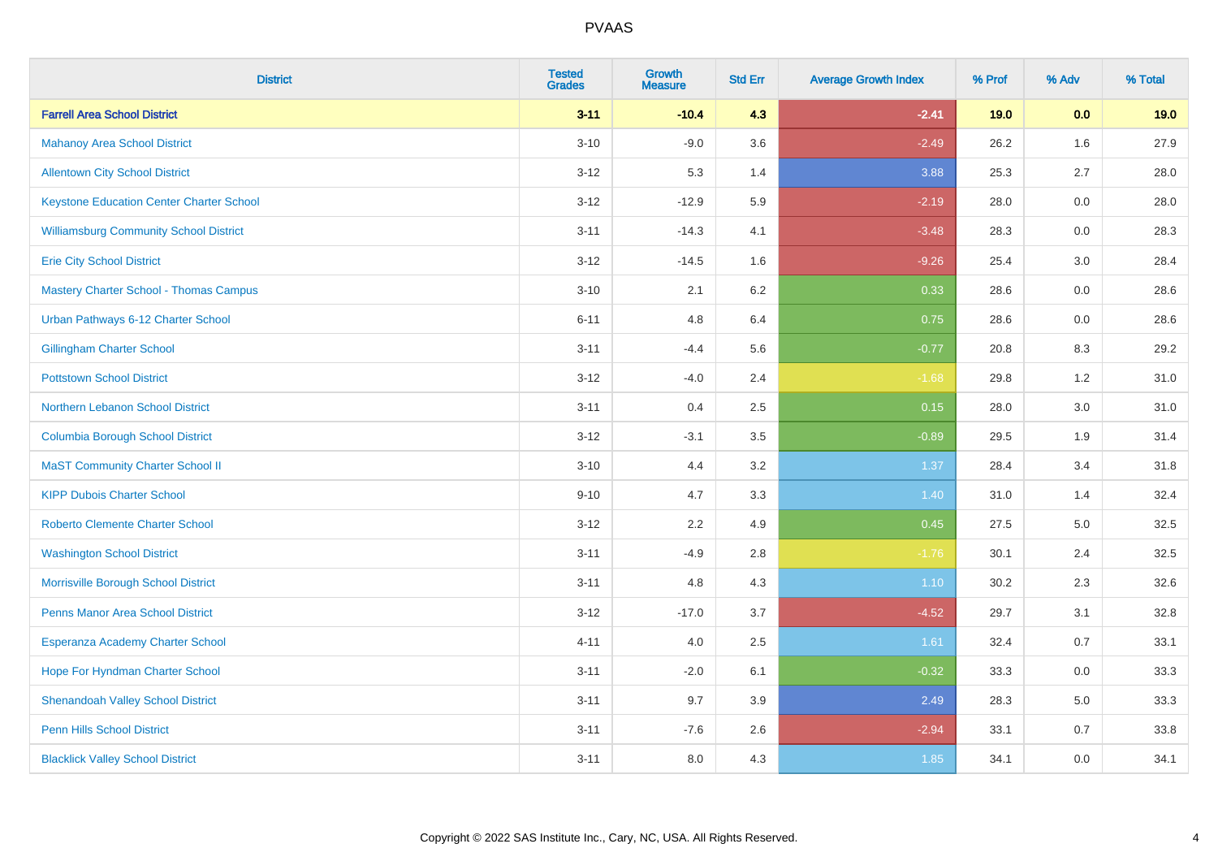| District | Tested Grades | Growth Measure | Std Err | Average Growth Index | % Prof | % Adv | % Total |
|---|---|---|---|---|---|---|---|
| **Farrell Area School District** | **3-11** | **-10.4** | **4.3** | **-2.41** | **19.0** | **0.0** | **19.0** |
| Mahanoy Area School District | 3-10 | -9.0 | 3.6 | -2.49 | 26.2 | 1.6 | 27.9 |
| Allentown City School District | 3-12 | 5.3 | 1.4 | 3.88 | 25.3 | 2.7 | 28.0 |
| Keystone Education Center Charter School | 3-12 | -12.9 | 5.9 | -2.19 | 28.0 | 0.0 | 28.0 |
| Williamsburg Community School District | 3-11 | -14.3 | 4.1 | -3.48 | 28.3 | 0.0 | 28.3 |
| Erie City School District | 3-12 | -14.5 | 1.6 | -9.26 | 25.4 | 3.0 | 28.4 |
| Mastery Charter School - Thomas Campus | 3-10 | 2.1 | 6.2 | 0.33 | 28.6 | 0.0 | 28.6 |
| Urban Pathways 6-12 Charter School | 6-11 | 4.8 | 6.4 | 0.75 | 28.6 | 0.0 | 28.6 |
| Gillingham Charter School | 3-11 | -4.4 | 5.6 | -0.77 | 20.8 | 8.3 | 29.2 |
| Pottstown School District | 3-12 | -4.0 | 2.4 | -1.68 | 29.8 | 1.2 | 31.0 |
| Northern Lebanon School District | 3-11 | 0.4 | 2.5 | 0.15 | 28.0 | 3.0 | 31.0 |
| Columbia Borough School District | 3-12 | -3.1 | 3.5 | -0.89 | 29.5 | 1.9 | 31.4 |
| MaST Community Charter School II | 3-10 | 4.4 | 3.2 | 1.37 | 28.4 | 3.4 | 31.8 |
| KIPP Dubois Charter School | 9-10 | 4.7 | 3.3 | 1.40 | 31.0 | 1.4 | 32.4 |
| Roberto Clemente Charter School | 3-12 | 2.2 | 4.9 | 0.45 | 27.5 | 5.0 | 32.5 |
| Washington School District | 3-11 | -4.9 | 2.8 | -1.76 | 30.1 | 2.4 | 32.5 |
| Morrisville Borough School District | 3-11 | 4.8 | 4.3 | 1.10 | 30.2 | 2.3 | 32.6 |
| Penns Manor Area School District | 3-12 | -17.0 | 3.7 | -4.52 | 29.7 | 3.1 | 32.8 |
| Esperanza Academy Charter School | 4-11 | 4.0 | 2.5 | 1.61 | 32.4 | 0.7 | 33.1 |
| Hope For Hyndman Charter School | 3-11 | -2.0 | 6.1 | -0.32 | 33.3 | 0.0 | 33.3 |
| Shenandoah Valley School District | 3-11 | 9.7 | 3.9 | 2.49 | 28.3 | 5.0 | 33.3 |
| Penn Hills School District | 3-11 | -7.6 | 2.6 | -2.94 | 33.1 | 0.7 | 33.8 |
| Blacklick Valley School District | 3-11 | 8.0 | 4.3 | 1.85 | 34.1 | 0.0 | 34.1 |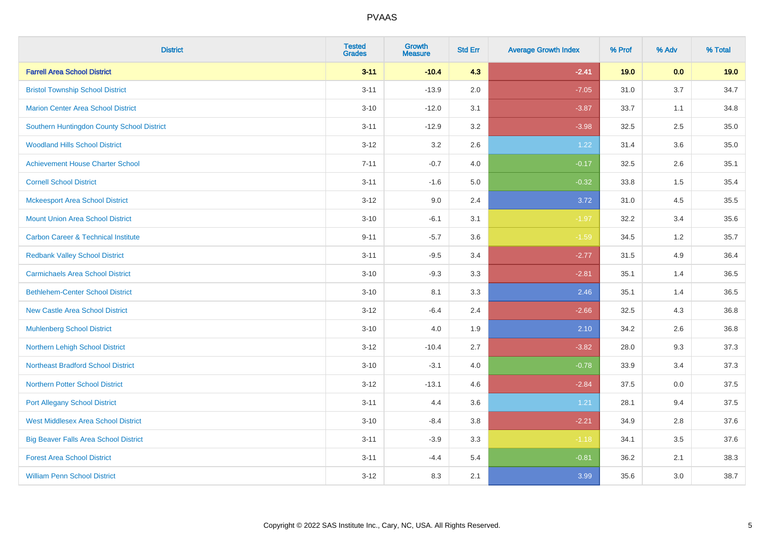# PVAAS

| District | Tested Grades | Growth Measure | Std Err | Average Growth Index | % Prof | % Adv | % Total |
|---|---|---|---|---|---|---|---|
| **Farrell Area School District** | **3-11** | **-10.4** | **4.3** | **-2.41** | **19.0** | **0.0** | **19.0** |
| Bristol Township School District | 3-11 | -13.9 | 2.0 | -7.05 | 31.0 | 3.7 | 34.7 |
| Marion Center Area School District | 3-10 | -12.0 | 3.1 | -3.87 | 33.7 | 1.1 | 34.8 |
| Southern Huntingdon County School District | 3-11 | -12.9 | 3.2 | -3.98 | 32.5 | 2.5 | 35.0 |
| Woodland Hills School District | 3-12 | 3.2 | 2.6 | 1.22 | 31.4 | 3.6 | 35.0 |
| Achievement House Charter School | 7-11 | -0.7 | 4.0 | -0.17 | 32.5 | 2.6 | 35.1 |
| Cornell School District | 3-11 | -1.6 | 5.0 | -0.32 | 33.8 | 1.5 | 35.4 |
| Mckeesport Area School District | 3-12 | 9.0 | 2.4 | 3.72 | 31.0 | 4.5 | 35.5 |
| Mount Union Area School District | 3-10 | -6.1 | 3.1 | -1.97 | 32.2 | 3.4 | 35.6 |
| Carbon Career & Technical Institute | 9-11 | -5.7 | 3.6 | -1.59 | 34.5 | 1.2 | 35.7 |
| Redbank Valley School District | 3-11 | -9.5 | 3.4 | -2.77 | 31.5 | 4.9 | 36.4 |
| Carmichaels Area School District | 3-10 | -9.3 | 3.3 | -2.81 | 35.1 | 1.4 | 36.5 |
| Bethlehem-Center School District | 3-10 | 8.1 | 3.3 | 2.46 | 35.1 | 1.4 | 36.5 |
| New Castle Area School District | 3-12 | -6.4 | 2.4 | -2.66 | 32.5 | 4.3 | 36.8 |
| Muhlenberg School District | 3-10 | 4.0 | 1.9 | 2.10 | 34.2 | 2.6 | 36.8 |
| Northern Lehigh School District | 3-12 | -10.4 | 2.7 | -3.82 | 28.0 | 9.3 | 37.3 |
| Northeast Bradford School District | 3-10 | -3.1 | 4.0 | -0.78 | 33.9 | 3.4 | 37.3 |
| Northern Potter School District | 3-12 | -13.1 | 4.6 | -2.84 | 37.5 | 0.0 | 37.5 |
| Port Allegany School District | 3-11 | 4.4 | 3.6 | 1.21 | 28.1 | 9.4 | 37.5 |
| West Middlesex Area School District | 3-10 | -8.4 | 3.8 | -2.21 | 34.9 | 2.8 | 37.6 |
| Big Beaver Falls Area School District | 3-11 | -3.9 | 3.3 | -1.18 | 34.1 | 3.5 | 37.6 |
| Forest Area School District | 3-11 | -4.4 | 5.4 | -0.81 | 36.2 | 2.1 | 38.3 |
| William Penn School District | 3-12 | 8.3 | 2.1 | 3.99 | 35.6 | 3.0 | 38.7 |

Copyright © 2022 SAS Institute Inc., Cary, NC, USA. All Rights Reserved.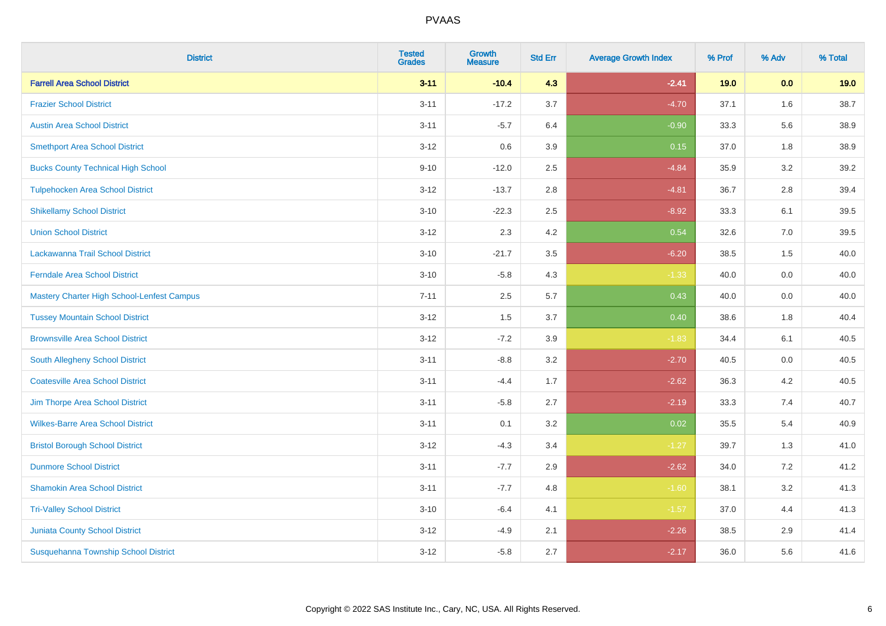PVAAS

| District | Tested Grades | Growth Measure | Std Err | Average Growth Index | % Prof | % Adv | % Total |
|---|---|---|---|---|---|---|---|
| **Farrell Area School District** | **3-11** | **-10.4** | **4.3** | **-2.41** | **19.0** | **0.0** | **19.0** |
| Frazier School District | 3-11 | -17.2 | 3.7 | -4.70 | 37.1 | 1.6 | 38.7 |
| Austin Area School District | 3-11 | -5.7 | 6.4 | -0.90 | 33.3 | 5.6 | 38.9 |
| Smethport Area School District | 3-12 | 0.6 | 3.9 | 0.15 | 37.0 | 1.8 | 38.9 |
| Bucks County Technical High School | 9-10 | -12.0 | 2.5 | -4.84 | 35.9 | 3.2 | 39.2 |
| Tulpehocken Area School District | 3-12 | -13.7 | 2.8 | -4.81 | 36.7 | 2.8 | 39.4 |
| Shikellamy School District | 3-10 | -22.3 | 2.5 | -8.92 | 33.3 | 6.1 | 39.5 |
| Union School District | 3-12 | 2.3 | 4.2 | 0.54 | 32.6 | 7.0 | 39.5 |
| Lackawanna Trail School District | 3-10 | -21.7 | 3.5 | -6.20 | 38.5 | 1.5 | 40.0 |
| Ferndale Area School District | 3-10 | -5.8 | 4.3 | -1.33 | 40.0 | 0.0 | 40.0 |
| Mastery Charter High School-Lenfest Campus | 7-11 | 2.5 | 5.7 | 0.43 | 40.0 | 0.0 | 40.0 |
| Tussey Mountain School District | 3-12 | 1.5 | 3.7 | 0.40 | 38.6 | 1.8 | 40.4 |
| Brownsville Area School District | 3-12 | -7.2 | 3.9 | -1.83 | 34.4 | 6.1 | 40.5 |
| South Allegheny School District | 3-11 | -8.8 | 3.2 | -2.70 | 40.5 | 0.0 | 40.5 |
| Coatesville Area School District | 3-11 | -4.4 | 1.7 | -2.62 | 36.3 | 4.2 | 40.5 |
| Jim Thorpe Area School District | 3-11 | -5.8 | 2.7 | -2.19 | 33.3 | 7.4 | 40.7 |
| Wilkes-Barre Area School District | 3-11 | 0.1 | 3.2 | 0.02 | 35.5 | 5.4 | 40.9 |
| Bristol Borough School District | 3-12 | -4.3 | 3.4 | -1.27 | 39.7 | 1.3 | 41.0 |
| Dunmore School District | 3-11 | -7.7 | 2.9 | -2.62 | 34.0 | 7.2 | 41.2 |
| Shamokin Area School District | 3-11 | -7.7 | 4.8 | -1.60 | 38.1 | 3.2 | 41.3 |
| Tri-Valley School District | 3-10 | -6.4 | 4.1 | -1.57 | 37.0 | 4.4 | 41.3 |
| Juniata County School District | 3-12 | -4.9 | 2.1 | -2.26 | 38.5 | 2.9 | 41.4 |
| Susquehanna Township School District | 3-12 | -5.8 | 2.7 | -2.17 | 36.0 | 5.6 | 41.6 |

Copyright © 2022 SAS Institute Inc., Cary, NC, USA. All Rights Reserved.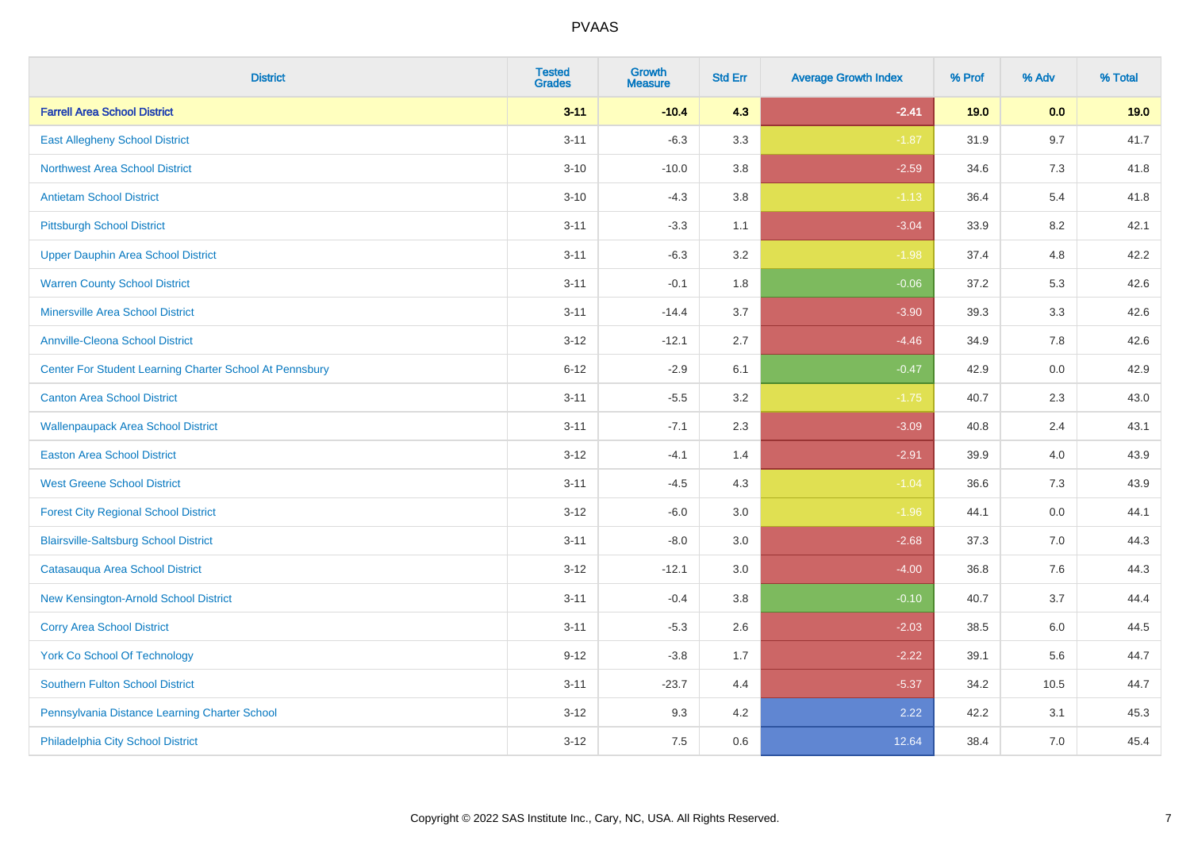# PVAAS

| District | Tested Grades | Growth Measure | Std Err | Average Growth Index | % Prof | % Adv | % Total |
|---|---|---|---|---|---|---|---|
| **Farrell Area School District** | **3-11** | **-10.4** | **4.3** | **-2.41** | **19.0** | **0.0** | **19.0** |
| East Allegheny School District | 3-11 | -6.3 | 3.3 | -1.87 | 31.9 | 9.7 | 41.7 |
| Northwest Area School District | 3-10 | -10.0 | 3.8 | -2.59 | 34.6 | 7.3 | 41.8 |
| Antietam School District | 3-10 | -4.3 | 3.8 | -1.13 | 36.4 | 5.4 | 41.8 |
| Pittsburgh School District | 3-11 | -3.3 | 1.1 | -3.04 | 33.9 | 8.2 | 42.1 |
| Upper Dauphin Area School District | 3-11 | -6.3 | 3.2 | -1.98 | 37.4 | 4.8 | 42.2 |
| Warren County School District | 3-11 | -0.1 | 1.8 | -0.06 | 37.2 | 5.3 | 42.6 |
| Minersville Area School District | 3-11 | -14.4 | 3.7 | -3.90 | 39.3 | 3.3 | 42.6 |
| Annville-Cleona School District | 3-12 | -12.1 | 2.7 | -4.46 | 34.9 | 7.8 | 42.6 |
| Center For Student Learning Charter School At Pennsbury | 6-12 | -2.9 | 6.1 | -0.47 | 42.9 | 0.0 | 42.9 |
| Canton Area School District | 3-11 | -5.5 | 3.2 | -1.75 | 40.7 | 2.3 | 43.0 |
| Wallenpaupack Area School District | 3-11 | -7.1 | 2.3 | -3.09 | 40.8 | 2.4 | 43.1 |
| Easton Area School District | 3-12 | -4.1 | 1.4 | -2.91 | 39.9 | 4.0 | 43.9 |
| West Greene School District | 3-11 | -4.5 | 4.3 | -1.04 | 36.6 | 7.3 | 43.9 |
| Forest City Regional School District | 3-12 | -6.0 | 3.0 | -1.96 | 44.1 | 0.0 | 44.1 |
| Blairsville-Saltsburg School District | 3-11 | -8.0 | 3.0 | -2.68 | 37.3 | 7.0 | 44.3 |
| Catasauqua Area School District | 3-12 | -12.1 | 3.0 | -4.00 | 36.8 | 7.6 | 44.3 |
| New Kensington-Arnold School District | 3-11 | -0.4 | 3.8 | -0.10 | 40.7 | 3.7 | 44.4 |
| Corry Area School District | 3-11 | -5.3 | 2.6 | -2.03 | 38.5 | 6.0 | 44.5 |
| York Co School Of Technology | 9-12 | -3.8 | 1.7 | -2.22 | 39.1 | 5.6 | 44.7 |
| Southern Fulton School District | 3-11 | -23.7 | 4.4 | -5.37 | 34.2 | 10.5 | 44.7 |
| Pennsylvania Distance Learning Charter School | 3-12 | 9.3 | 4.2 | 2.22 | 42.2 | 3.1 | 45.3 |
| Philadelphia City School District | 3-12 | 7.5 | 0.6 | 12.64 | 38.4 | 7.0 | 45.4 |

Copyright © 2022 SAS Institute Inc., Cary, NC, USA. All Rights Reserved.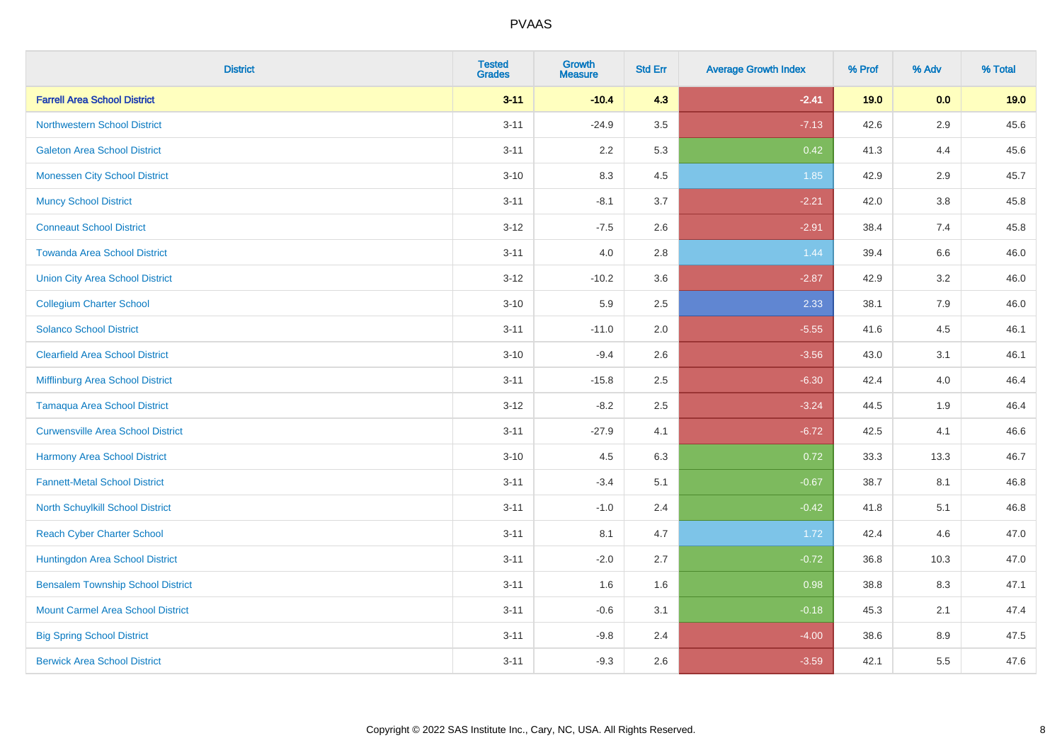# PVAAS

| District | Tested Grades | Growth Measure | Std Err | Average Growth Index | % Prof | % Adv | % Total |
|---|---|---|---|---|---|---|---|
| **Farrell Area School District** | **3-11** | **-10.4** | **4.3** | **-2.41** | **19.0** | **0.0** | **19.0** |
| Northwestern School District | 3-11 | -24.9 | 3.5 | -7.13 | 42.6 | 2.9 | 45.6 |
| Galeton Area School District | 3-11 | 2.2 | 5.3 | 0.42 | 41.3 | 4.4 | 45.6 |
| Monessen City School District | 3-10 | 8.3 | 4.5 | 1.85 | 42.9 | 2.9 | 45.7 |
| Muncy School District | 3-11 | -8.1 | 3.7 | -2.21 | 42.0 | 3.8 | 45.8 |
| Conneaut School District | 3-12 | -7.5 | 2.6 | -2.91 | 38.4 | 7.4 | 45.8 |
| Towanda Area School District | 3-11 | 4.0 | 2.8 | 1.44 | 39.4 | 6.6 | 46.0 |
| Union City Area School District | 3-12 | -10.2 | 3.6 | -2.87 | 42.9 | 3.2 | 46.0 |
| Collegium Charter School | 3-10 | 5.9 | 2.5 | 2.33 | 38.1 | 7.9 | 46.0 |
| Solanco School District | 3-11 | -11.0 | 2.0 | -5.55 | 41.6 | 4.5 | 46.1 |
| Clearfield Area School District | 3-10 | -9.4 | 2.6 | -3.56 | 43.0 | 3.1 | 46.1 |
| Mifflinburg Area School District | 3-11 | -15.8 | 2.5 | -6.30 | 42.4 | 4.0 | 46.4 |
| Tamaqua Area School District | 3-12 | -8.2 | 2.5 | -3.24 | 44.5 | 1.9 | 46.4 |
| Curwensville Area School District | 3-11 | -27.9 | 4.1 | -6.72 | 42.5 | 4.1 | 46.6 |
| Harmony Area School District | 3-10 | 4.5 | 6.3 | 0.72 | 33.3 | 13.3 | 46.7 |
| Fannett-Metal School District | 3-11 | -3.4 | 5.1 | -0.67 | 38.7 | 8.1 | 46.8 |
| North Schuylkill School District | 3-11 | -1.0 | 2.4 | -0.42 | 41.8 | 5.1 | 46.8 |
| Reach Cyber Charter School | 3-11 | 8.1 | 4.7 | 1.72 | 42.4 | 4.6 | 47.0 |
| Huntingdon Area School District | 3-11 | -2.0 | 2.7 | -0.72 | 36.8 | 10.3 | 47.0 |
| Bensalem Township School District | 3-11 | 1.6 | 1.6 | 0.98 | 38.8 | 8.3 | 47.1 |
| Mount Carmel Area School District | 3-11 | -0.6 | 3.1 | -0.18 | 45.3 | 2.1 | 47.4 |
| Big Spring School District | 3-11 | -9.8 | 2.4 | -4.00 | 38.6 | 8.9 | 47.5 |
| Berwick Area School District | 3-11 | -9.3 | 2.6 | -3.59 | 42.1 | 5.5 | 47.6 |

Copyright © 2022 SAS Institute Inc., Cary, NC, USA. All Rights Reserved.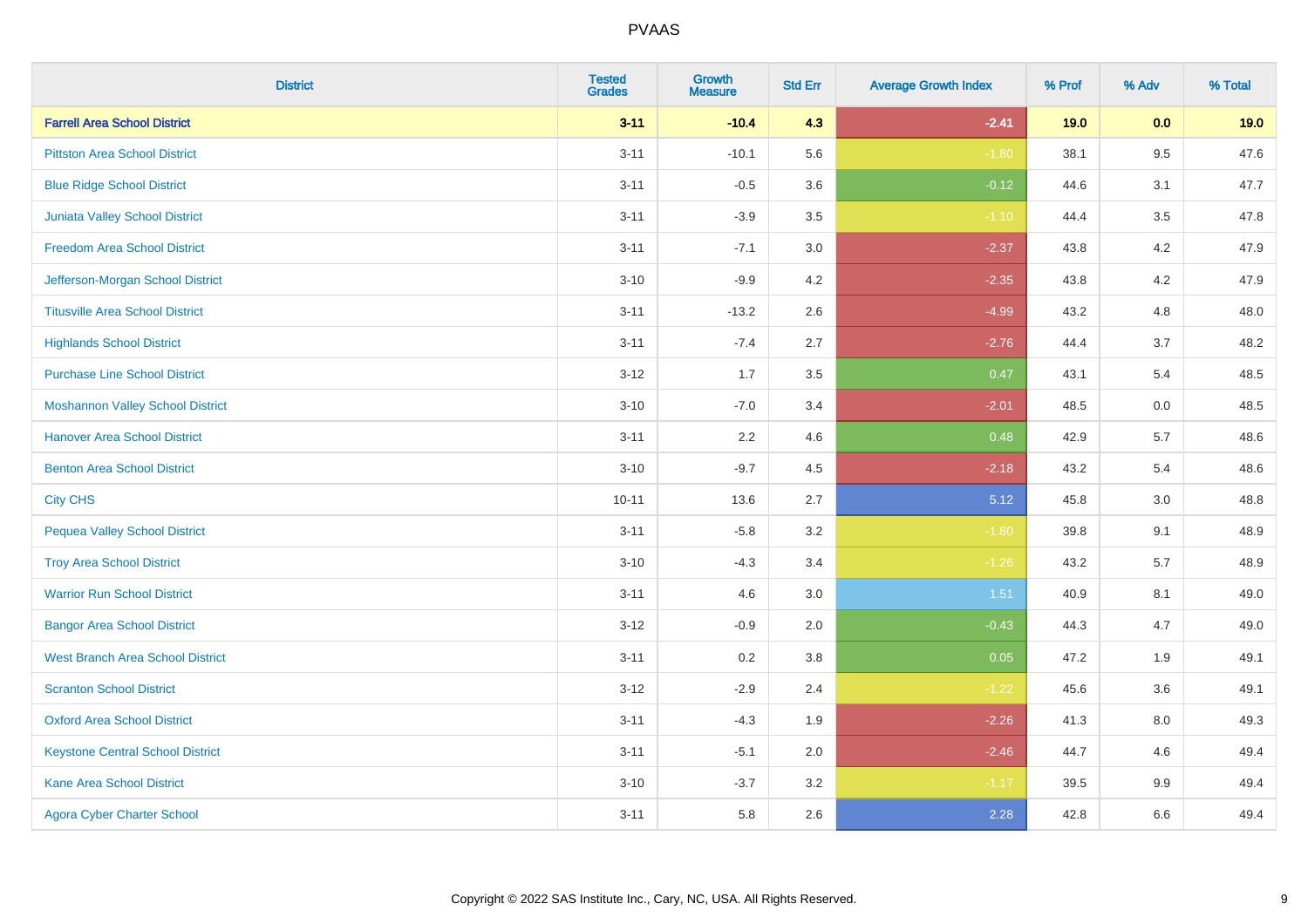# PVAAS

| District | Tested Grades | Growth Measure | Std Err | Average Growth Index | % Prof | % Adv | % Total |
|---|---|---|---|---|---|---|---|
| **Farrell Area School District** | **3-11** | **-10.4** | **4.3** | **-2.41** | **19.0** | **0.0** | **19.0** |
| Pittston Area School District | 3-11 | -10.1 | 5.6 | -1.80 | 38.1 | 9.5 | 47.6 |
| Blue Ridge School District | 3-11 | -0.5 | 3.6 | -0.12 | 44.6 | 3.1 | 47.7 |
| Juniata Valley School District | 3-11 | -3.9 | 3.5 | -1.10 | 44.4 | 3.5 | 47.8 |
| Freedom Area School District | 3-11 | -7.1 | 3.0 | -2.37 | 43.8 | 4.2 | 47.9 |
| Jefferson-Morgan School District | 3-10 | -9.9 | 4.2 | -2.35 | 43.8 | 4.2 | 47.9 |
| Titusville Area School District | 3-11 | -13.2 | 2.6 | -4.99 | 43.2 | 4.8 | 48.0 |
| Highlands School District | 3-11 | -7.4 | 2.7 | -2.76 | 44.4 | 3.7 | 48.2 |
| Purchase Line School District | 3-12 | 1.7 | 3.5 | 0.47 | 43.1 | 5.4 | 48.5 |
| Moshannon Valley School District | 3-10 | -7.0 | 3.4 | -2.01 | 48.5 | 0.0 | 48.5 |
| Hanover Area School District | 3-11 | 2.2 | 4.6 | 0.48 | 42.9 | 5.7 | 48.6 |
| Benton Area School District | 3-10 | -9.7 | 4.5 | -2.18 | 43.2 | 5.4 | 48.6 |
| City CHS | 10-11 | 13.6 | 2.7 | 5.12 | 45.8 | 3.0 | 48.8 |
| Pequea Valley School District | 3-11 | -5.8 | 3.2 | -1.80 | 39.8 | 9.1 | 48.9 |
| Troy Area School District | 3-10 | -4.3 | 3.4 | -1.26 | 43.2 | 5.7 | 48.9 |
| Warrior Run School District | 3-11 | 4.6 | 3.0 | 1.51 | 40.9 | 8.1 | 49.0 |
| Bangor Area School District | 3-12 | -0.9 | 2.0 | -0.43 | 44.3 | 4.7 | 49.0 |
| West Branch Area School District | 3-11 | 0.2 | 3.8 | 0.05 | 47.2 | 1.9 | 49.1 |
| Scranton School District | 3-12 | -2.9 | 2.4 | -1.22 | 45.6 | 3.6 | 49.1 |
| Oxford Area School District | 3-11 | -4.3 | 1.9 | -2.26 | 41.3 | 8.0 | 49.3 |
| Keystone Central School District | 3-11 | -5.1 | 2.0 | -2.46 | 44.7 | 4.6 | 49.4 |
| Kane Area School District | 3-10 | -3.7 | 3.2 | -1.17 | 39.5 | 9.9 | 49.4 |
| Agora Cyber Charter School | 3-11 | 5.8 | 2.6 | 2.28 | 42.8 | 6.6 | 49.4 |

Copyright © 2022 SAS Institute Inc., Cary, NC, USA. All Rights Reserved.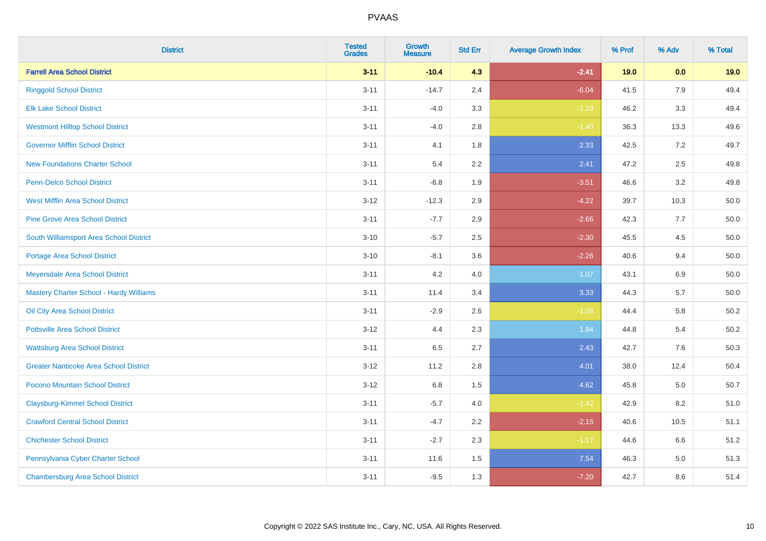# PVAAS

| District | Tested Grades | Growth Measure | Std Err | Average Growth Index | % Prof | % Adv | % Total |
|---|---|---|---|---|---|---|---|
| **Farrell Area School District** | **3-11** | **-10.4** | **4.3** | **-2.41** | **19.0** | **0.0** | **19.0** |
| Ringgold School District | 3-11 | -14.7 | 2.4 | -6.04 | 41.5 | 7.9 | 49.4 |
| Elk Lake School District | 3-11 | -4.0 | 3.3 | -1.23 | 46.2 | 3.3 | 49.4 |
| Westmont Hilltop School District | 3-11 | -4.0 | 2.8 | -1.40 | 36.3 | 13.3 | 49.6 |
| Governor Mifflin School District | 3-11 | 4.1 | 1.8 | 2.33 | 42.5 | 7.2 | 49.7 |
| New Foundations Charter School | 3-11 | 5.4 | 2.2 | 2.41 | 47.2 | 2.5 | 49.8 |
| Penn-Delco School District | 3-11 | -6.8 | 1.9 | -3.51 | 46.6 | 3.2 | 49.8 |
| West Mifflin Area School District | 3-12 | -12.3 | 2.9 | -4.22 | 39.7 | 10.3 | 50.0 |
| Pine Grove Area School District | 3-11 | -7.7 | 2.9 | -2.66 | 42.3 | 7.7 | 50.0 |
| South Williamsport Area School District | 3-10 | -5.7 | 2.5 | -2.30 | 45.5 | 4.5 | 50.0 |
| Portage Area School District | 3-10 | -8.1 | 3.6 | -2.26 | 40.6 | 9.4 | 50.0 |
| Meyersdale Area School District | 3-11 | 4.2 | 4.0 | 1.07 | 43.1 | 6.9 | 50.0 |
| Mastery Charter School - Hardy Williams | 3-11 | 11.4 | 3.4 | 3.33 | 44.3 | 5.7 | 50.0 |
| Oil City Area School District | 3-11 | -2.9 | 2.6 | -1.08 | 44.4 | 5.8 | 50.2 |
| Pottsville Area School District | 3-12 | 4.4 | 2.3 | 1.94 | 44.8 | 5.4 | 50.2 |
| Wattsburg Area School District | 3-11 | 6.5 | 2.7 | 2.43 | 42.7 | 7.6 | 50.3 |
| Greater Nanticoke Area School District | 3-12 | 11.2 | 2.8 | 4.01 | 38.0 | 12.4 | 50.4 |
| Pocono Mountain School District | 3-12 | 6.8 | 1.5 | 4.62 | 45.8 | 5.0 | 50.7 |
| Claysburg-Kimmel School District | 3-11 | -5.7 | 4.0 | -1.42 | 42.9 | 8.2 | 51.0 |
| Crawford Central School District | 3-11 | -4.7 | 2.2 | -2.15 | 40.6 | 10.5 | 51.1 |
| Chichester School District | 3-11 | -2.7 | 2.3 | -1.17 | 44.6 | 6.6 | 51.2 |
| Pennsylvania Cyber Charter School | 3-11 | 11.6 | 1.5 | 7.54 | 46.3 | 5.0 | 51.3 |
| Chambersburg Area School District | 3-11 | -9.5 | 1.3 | -7.20 | 42.7 | 8.6 | 51.4 |

Copyright © 2022 SAS Institute Inc., Cary, NC, USA. All Rights Reserved.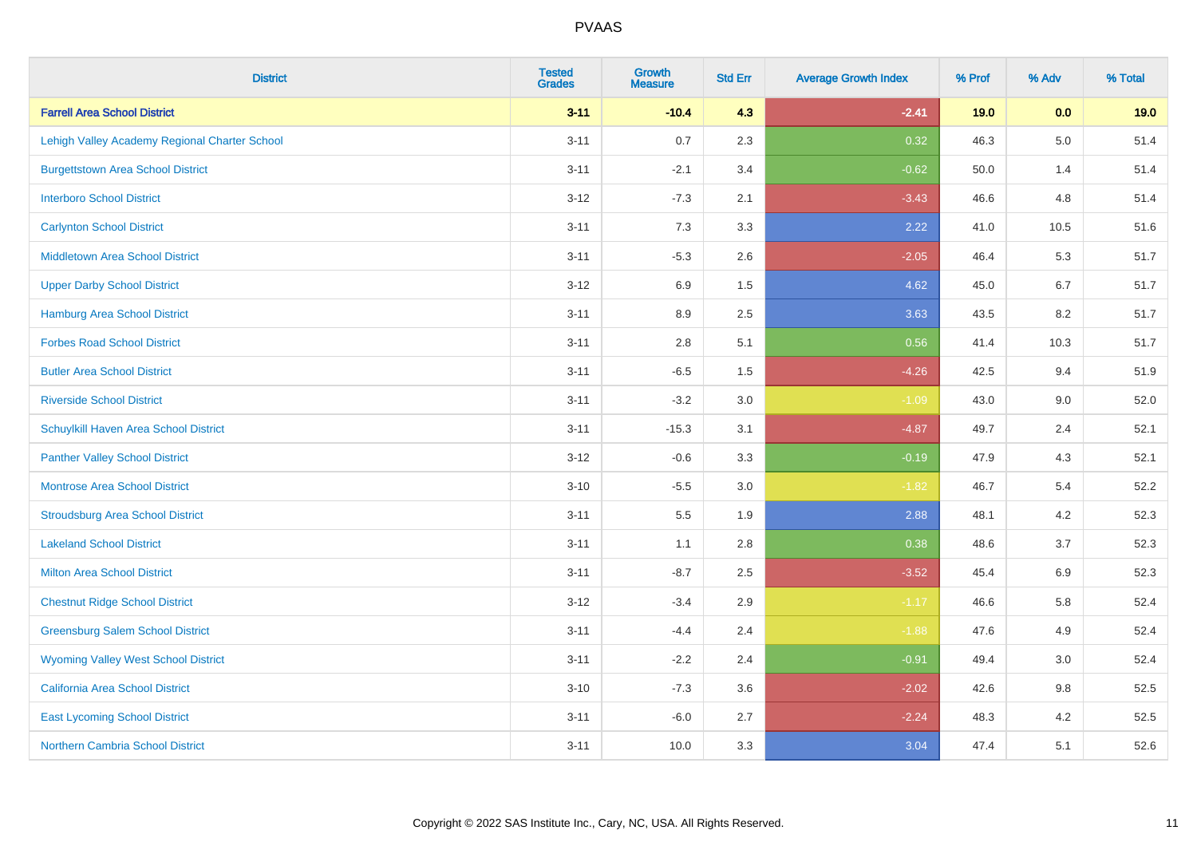# PVAAS

| District | Tested Grades | Growth Measure | Std Err | Average Growth Index | % Prof | % Adv | % Total |
|---|---|---|---|---|---|---|---|
| **Farrell Area School District** | **3-11** | **-10.4** | **4.3** | **-2.41** | **19.0** | **0.0** | **19.0** |
| Lehigh Valley Academy Regional Charter School | 3-11 | 0.7 | 2.3 | 0.32 | 46.3 | 5.0 | 51.4 |
| Burgettstown Area School District | 3-11 | -2.1 | 3.4 | -0.62 | 50.0 | 1.4 | 51.4 |
| Interboro School District | 3-12 | -7.3 | 2.1 | -3.43 | 46.6 | 4.8 | 51.4 |
| Carlynton School District | 3-11 | 7.3 | 3.3 | 2.22 | 41.0 | 10.5 | 51.6 |
| Middletown Area School District | 3-11 | -5.3 | 2.6 | -2.05 | 46.4 | 5.3 | 51.7 |
| Upper Darby School District | 3-12 | 6.9 | 1.5 | 4.62 | 45.0 | 6.7 | 51.7 |
| Hamburg Area School District | 3-11 | 8.9 | 2.5 | 3.63 | 43.5 | 8.2 | 51.7 |
| Forbes Road School District | 3-11 | 2.8 | 5.1 | 0.56 | 41.4 | 10.3 | 51.7 |
| Butler Area School District | 3-11 | -6.5 | 1.5 | -4.26 | 42.5 | 9.4 | 51.9 |
| Riverside School District | 3-11 | -3.2 | 3.0 | -1.09 | 43.0 | 9.0 | 52.0 |
| Schuylkill Haven Area School District | 3-11 | -15.3 | 3.1 | -4.87 | 49.7 | 2.4 | 52.1 |
| Panther Valley School District | 3-12 | -0.6 | 3.3 | -0.19 | 47.9 | 4.3 | 52.1 |
| Montrose Area School District | 3-10 | -5.5 | 3.0 | -1.82 | 46.7 | 5.4 | 52.2 |
| Stroudsburg Area School District | 3-11 | 5.5 | 1.9 | 2.88 | 48.1 | 4.2 | 52.3 |
| Lakeland School District | 3-11 | 1.1 | 2.8 | 0.38 | 48.6 | 3.7 | 52.3 |
| Milton Area School District | 3-11 | -8.7 | 2.5 | -3.52 | 45.4 | 6.9 | 52.3 |
| Chestnut Ridge School District | 3-12 | -3.4 | 2.9 | -1.17 | 46.6 | 5.8 | 52.4 |
| Greensburg Salem School District | 3-11 | -4.4 | 2.4 | -1.88 | 47.6 | 4.9 | 52.4 |
| Wyoming Valley West School District | 3-11 | -2.2 | 2.4 | -0.91 | 49.4 | 3.0 | 52.4 |
| California Area School District | 3-10 | -7.3 | 3.6 | -2.02 | 42.6 | 9.8 | 52.5 |
| East Lycoming School District | 3-11 | -6.0 | 2.7 | -2.24 | 48.3 | 4.2 | 52.5 |
| Northern Cambria School District | 3-11 | 10.0 | 3.3 | 3.04 | 47.4 | 5.1 | 52.6 |

Copyright © 2022 SAS Institute Inc., Cary, NC, USA. All Rights Reserved.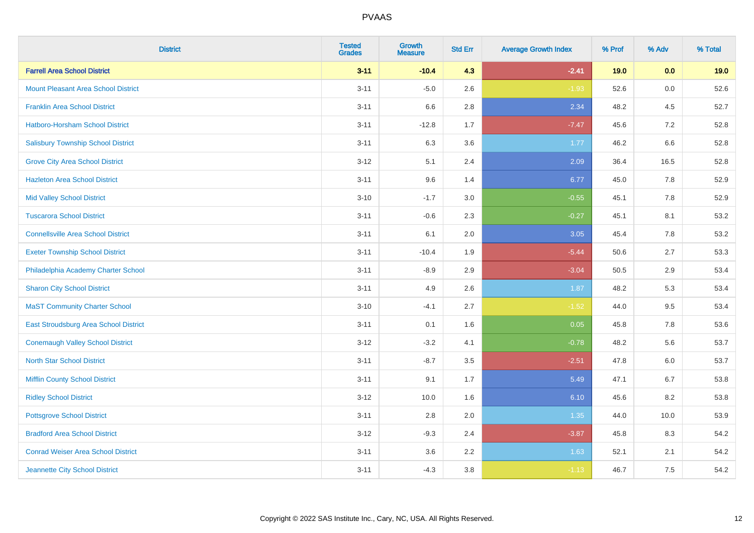| District | Tested Grades | Growth Measure | Std Err | Average Growth Index | % Prof | % Adv | % Total |
|---|---|---|---|---|---|---|---|
| **Farrell Area School District** | **3-11** | **-10.4** | **4.3** | **-2.41** | **19.0** | **0.0** | **19.0** |
| Mount Pleasant Area School District | 3-11 | -5.0 | 2.6 | -1.93 | 52.6 | 0.0 | 52.6 |
| Franklin Area School District | 3-11 | 6.6 | 2.8 | 2.34 | 48.2 | 4.5 | 52.7 |
| Hatboro-Horsham School District | 3-11 | -12.8 | 1.7 | -7.47 | 45.6 | 7.2 | 52.8 |
| Salisbury Township School District | 3-11 | 6.3 | 3.6 | 1.77 | 46.2 | 6.6 | 52.8 |
| Grove City Area School District | 3-12 | 5.1 | 2.4 | 2.09 | 36.4 | 16.5 | 52.8 |
| Hazleton Area School District | 3-11 | 9.6 | 1.4 | 6.77 | 45.0 | 7.8 | 52.9 |
| Mid Valley School District | 3-10 | -1.7 | 3.0 | -0.55 | 45.1 | 7.8 | 52.9 |
| Tuscarora School District | 3-11 | -0.6 | 2.3 | -0.27 | 45.1 | 8.1 | 53.2 |
| Connellsville Area School District | 3-11 | 6.1 | 2.0 | 3.05 | 45.4 | 7.8 | 53.2 |
| Exeter Township School District | 3-11 | -10.4 | 1.9 | -5.44 | 50.6 | 2.7 | 53.3 |
| Philadelphia Academy Charter School | 3-11 | -8.9 | 2.9 | -3.04 | 50.5 | 2.9 | 53.4 |
| Sharon City School District | 3-11 | 4.9 | 2.6 | 1.87 | 48.2 | 5.3 | 53.4 |
| MaST Community Charter School | 3-10 | -4.1 | 2.7 | -1.52 | 44.0 | 9.5 | 53.4 |
| East Stroudsburg Area School District | 3-11 | 0.1 | 1.6 | 0.05 | 45.8 | 7.8 | 53.6 |
| Conemaugh Valley School District | 3-12 | -3.2 | 4.1 | -0.78 | 48.2 | 5.6 | 53.7 |
| North Star School District | 3-11 | -8.7 | 3.5 | -2.51 | 47.8 | 6.0 | 53.7 |
| Mifflin County School District | 3-11 | 9.1 | 1.7 | 5.49 | 47.1 | 6.7 | 53.8 |
| Ridley School District | 3-12 | 10.0 | 1.6 | 6.10 | 45.6 | 8.2 | 53.8 |
| Pottsgrove School District | 3-11 | 2.8 | 2.0 | 1.35 | 44.0 | 10.0 | 53.9 |
| Bradford Area School District | 3-12 | -9.3 | 2.4 | -3.87 | 45.8 | 8.3 | 54.2 |
| Conrad Weiser Area School District | 3-11 | 3.6 | 2.2 | 1.63 | 52.1 | 2.1 | 54.2 |
| Jeannette City School District | 3-11 | -4.3 | 3.8 | -1.13 | 46.7 | 7.5 | 54.2 |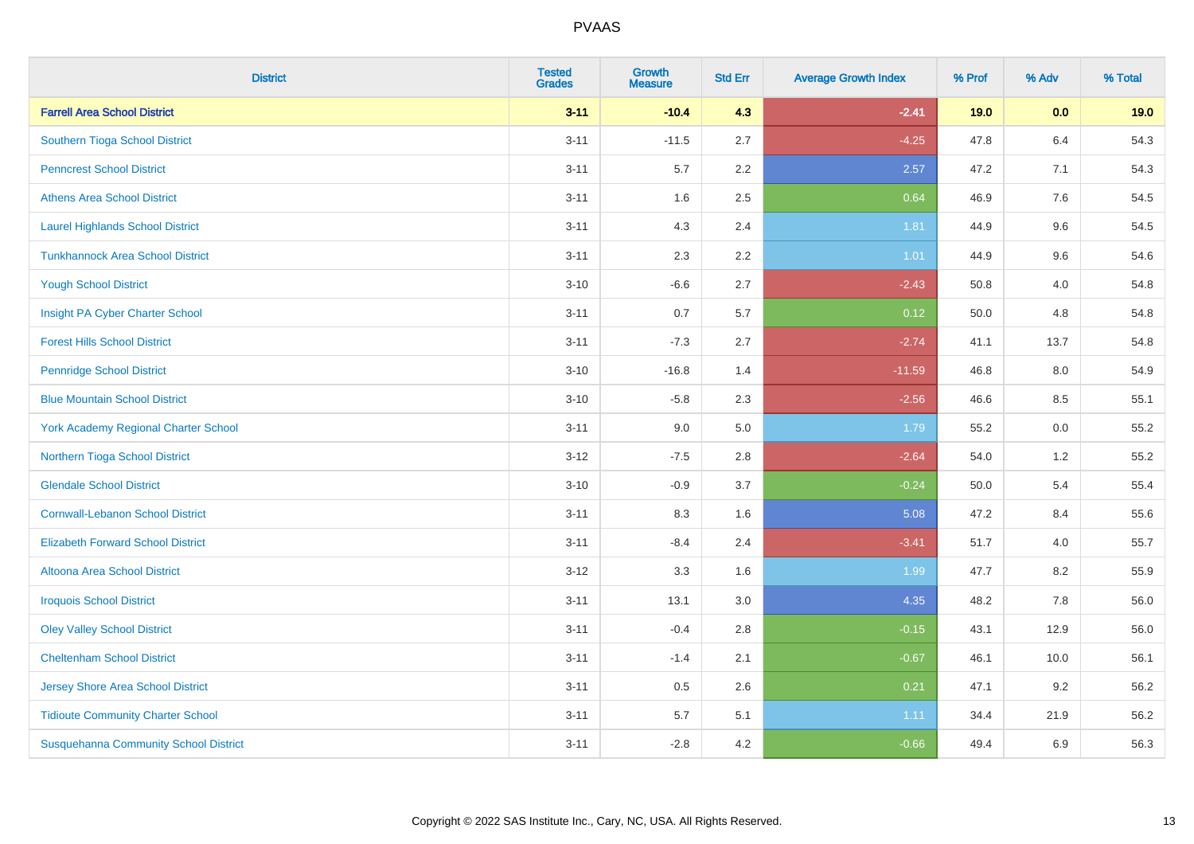# PVAAS

| District | Tested Grades | Growth Measure | Std Err | Average Growth Index | % Prof | % Adv | % Total |
|---|---|---|---|---|---|---|---|
| **Farrell Area School District** | **3-11** | **-10.4** | **4.3** | **-2.41** | **19.0** | **0.0** | **19.0** |
| Southern Tioga School District | 3-11 | -11.5 | 2.7 | -4.25 | 47.8 | 6.4 | 54.3 |
| Penncrest School District | 3-11 | 5.7 | 2.2 | 2.57 | 47.2 | 7.1 | 54.3 |
| Athens Area School District | 3-11 | 1.6 | 2.5 | 0.64 | 46.9 | 7.6 | 54.5 |
| Laurel Highlands School District | 3-11 | 4.3 | 2.4 | 1.81 | 44.9 | 9.6 | 54.5 |
| Tunkhannock Area School District | 3-11 | 2.3 | 2.2 | 1.01 | 44.9 | 9.6 | 54.6 |
| Yough School District | 3-10 | -6.6 | 2.7 | -2.43 | 50.8 | 4.0 | 54.8 |
| Insight PA Cyber Charter School | 3-11 | 0.7 | 5.7 | 0.12 | 50.0 | 4.8 | 54.8 |
| Forest Hills School District | 3-11 | -7.3 | 2.7 | -2.74 | 41.1 | 13.7 | 54.8 |
| Pennridge School District | 3-10 | -16.8 | 1.4 | -11.59 | 46.8 | 8.0 | 54.9 |
| Blue Mountain School District | 3-10 | -5.8 | 2.3 | -2.56 | 46.6 | 8.5 | 55.1 |
| York Academy Regional Charter School | 3-11 | 9.0 | 5.0 | 1.79 | 55.2 | 0.0 | 55.2 |
| Northern Tioga School District | 3-12 | -7.5 | 2.8 | -2.64 | 54.0 | 1.2 | 55.2 |
| Glendale School District | 3-10 | -0.9 | 3.7 | -0.24 | 50.0 | 5.4 | 55.4 |
| Cornwall-Lebanon School District | 3-11 | 8.3 | 1.6 | 5.08 | 47.2 | 8.4 | 55.6 |
| Elizabeth Forward School District | 3-11 | -8.4 | 2.4 | -3.41 | 51.7 | 4.0 | 55.7 |
| Altoona Area School District | 3-12 | 3.3 | 1.6 | 1.99 | 47.7 | 8.2 | 55.9 |
| Iroquois School District | 3-11 | 13.1 | 3.0 | 4.35 | 48.2 | 7.8 | 56.0 |
| Oley Valley School District | 3-11 | -0.4 | 2.8 | -0.15 | 43.1 | 12.9 | 56.0 |
| Cheltenham School District | 3-11 | -1.4 | 2.1 | -0.67 | 46.1 | 10.0 | 56.1 |
| Jersey Shore Area School District | 3-11 | 0.5 | 2.6 | 0.21 | 47.1 | 9.2 | 56.2 |
| Tidioute Community Charter School | 3-11 | 5.7 | 5.1 | 1.11 | 34.4 | 21.9 | 56.2 |
| Susquehanna Community School District | 3-11 | -2.8 | 4.2 | -0.66 | 49.4 | 6.9 | 56.3 |

Copyright © 2022 SAS Institute Inc., Cary, NC, USA. All Rights Reserved.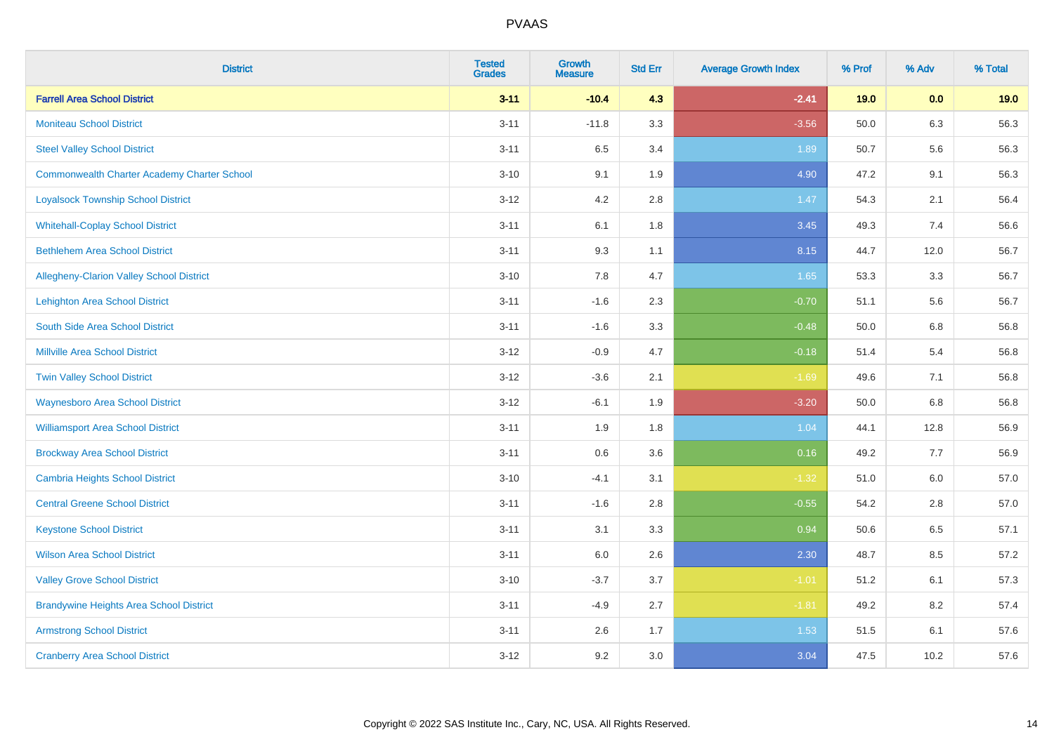# PVAAS

| District | Tested Grades | Growth Measure | Std Err | Average Growth Index | % Prof | % Adv | % Total |
|---|---|---|---|---|---|---|---|
| **Farrell Area School District** | **3-11** | **-10.4** | **4.3** | **-2.41** | **19.0** | **0.0** | **19.0** |
| Moniteau School District | 3-11 | -11.8 | 3.3 | -3.56 | 50.0 | 6.3 | 56.3 |
| Steel Valley School District | 3-11 | 6.5 | 3.4 | 1.89 | 50.7 | 5.6 | 56.3 |
| Commonwealth Charter Academy Charter School | 3-10 | 9.1 | 1.9 | 4.90 | 47.2 | 9.1 | 56.3 |
| Loyalsock Township School District | 3-12 | 4.2 | 2.8 | 1.47 | 54.3 | 2.1 | 56.4 |
| Whitehall-Coplay School District | 3-11 | 6.1 | 1.8 | 3.45 | 49.3 | 7.4 | 56.6 |
| Bethlehem Area School District | 3-11 | 9.3 | 1.1 | 8.15 | 44.7 | 12.0 | 56.7 |
| Allegheny-Clarion Valley School District | 3-10 | 7.8 | 4.7 | 1.65 | 53.3 | 3.3 | 56.7 |
| Lehighton Area School District | 3-11 | -1.6 | 2.3 | -0.70 | 51.1 | 5.6 | 56.7 |
| South Side Area School District | 3-11 | -1.6 | 3.3 | -0.48 | 50.0 | 6.8 | 56.8 |
| Millville Area School District | 3-12 | -0.9 | 4.7 | -0.18 | 51.4 | 5.4 | 56.8 |
| Twin Valley School District | 3-12 | -3.6 | 2.1 | -1.69 | 49.6 | 7.1 | 56.8 |
| Waynesboro Area School District | 3-12 | -6.1 | 1.9 | -3.20 | 50.0 | 6.8 | 56.8 |
| Williamsport Area School District | 3-11 | 1.9 | 1.8 | 1.04 | 44.1 | 12.8 | 56.9 |
| Brockway Area School District | 3-11 | 0.6 | 3.6 | 0.16 | 49.2 | 7.7 | 56.9 |
| Cambria Heights School District | 3-10 | -4.1 | 3.1 | -1.32 | 51.0 | 6.0 | 57.0 |
| Central Greene School District | 3-11 | -1.6 | 2.8 | -0.55 | 54.2 | 2.8 | 57.0 |
| Keystone School District | 3-11 | 3.1 | 3.3 | 0.94 | 50.6 | 6.5 | 57.1 |
| Wilson Area School District | 3-11 | 6.0 | 2.6 | 2.30 | 48.7 | 8.5 | 57.2 |
| Valley Grove School District | 3-10 | -3.7 | 3.7 | -1.01 | 51.2 | 6.1 | 57.3 |
| Brandywine Heights Area School District | 3-11 | -4.9 | 2.7 | -1.81 | 49.2 | 8.2 | 57.4 |
| Armstrong School District | 3-11 | 2.6 | 1.7 | 1.53 | 51.5 | 6.1 | 57.6 |
| Cranberry Area School District | 3-12 | 9.2 | 3.0 | 3.04 | 47.5 | 10.2 | 57.6 |

Copyright © 2022 SAS Institute Inc., Cary, NC, USA. All Rights Reserved.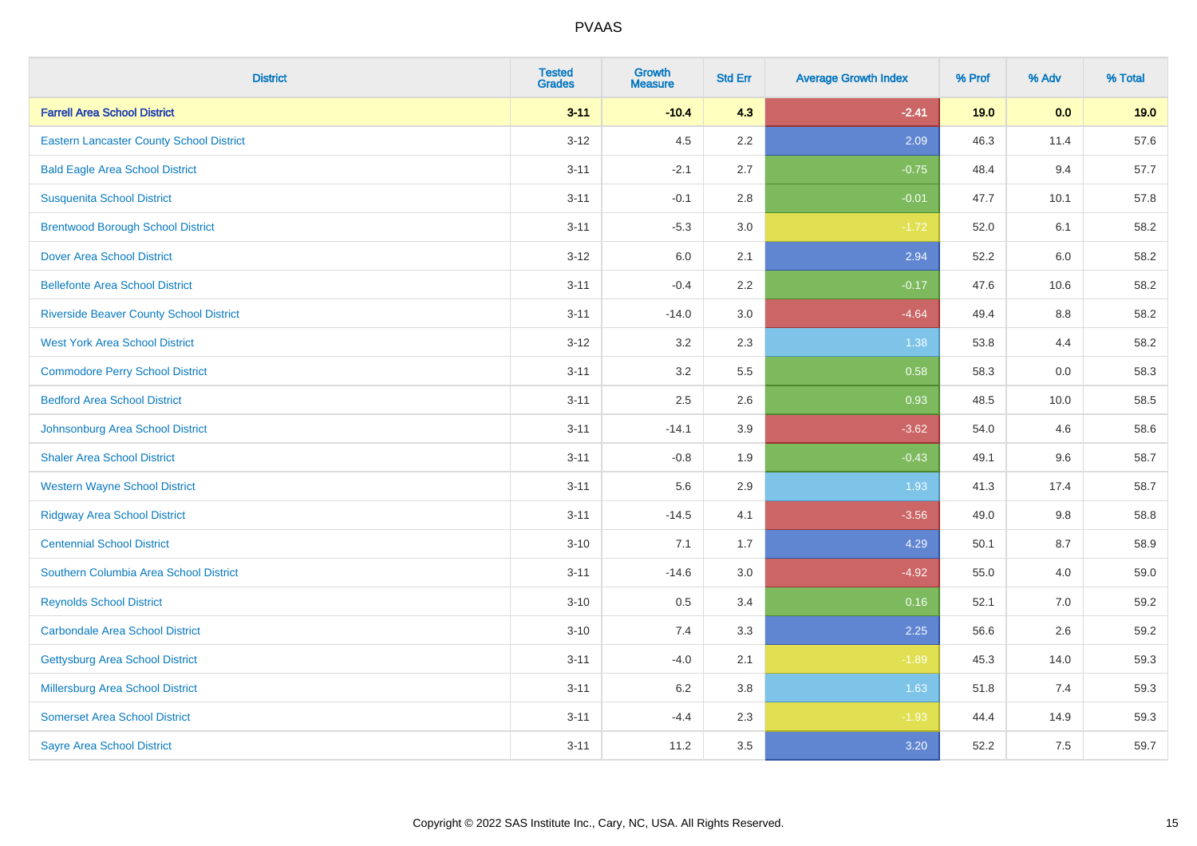PVAAS

| District | Tested Grades | Growth Measure | Std Err | Average Growth Index | % Prof | % Adv | % Total |
|---|---|---|---|---|---|---|---|
| **Farrell Area School District** | **3-11** | **-10.4** | **4.3** | **-2.41** | **19.0** | **0.0** | **19.0** |
| Eastern Lancaster County School District | 3-12 | 4.5 | 2.2 | 2.09 | 46.3 | 11.4 | 57.6 |
| Bald Eagle Area School District | 3-11 | -2.1 | 2.7 | -0.75 | 48.4 | 9.4 | 57.7 |
| Susquenita School District | 3-11 | -0.1 | 2.8 | -0.01 | 47.7 | 10.1 | 57.8 |
| Brentwood Borough School District | 3-11 | -5.3 | 3.0 | -1.72 | 52.0 | 6.1 | 58.2 |
| Dover Area School District | 3-12 | 6.0 | 2.1 | 2.94 | 52.2 | 6.0 | 58.2 |
| Bellefonte Area School District | 3-11 | -0.4 | 2.2 | -0.17 | 47.6 | 10.6 | 58.2 |
| Riverside Beaver County School District | 3-11 | -14.0 | 3.0 | -4.64 | 49.4 | 8.8 | 58.2 |
| West York Area School District | 3-12 | 3.2 | 2.3 | 1.38 | 53.8 | 4.4 | 58.2 |
| Commodore Perry School District | 3-11 | 3.2 | 5.5 | 0.58 | 58.3 | 0.0 | 58.3 |
| Bedford Area School District | 3-11 | 2.5 | 2.6 | 0.93 | 48.5 | 10.0 | 58.5 |
| Johnsonburg Area School District | 3-11 | -14.1 | 3.9 | -3.62 | 54.0 | 4.6 | 58.6 |
| Shaler Area School District | 3-11 | -0.8 | 1.9 | -0.43 | 49.1 | 9.6 | 58.7 |
| Western Wayne School District | 3-11 | 5.6 | 2.9 | 1.93 | 41.3 | 17.4 | 58.7 |
| Ridgway Area School District | 3-11 | -14.5 | 4.1 | -3.56 | 49.0 | 9.8 | 58.8 |
| Centennial School District | 3-10 | 7.1 | 1.7 | 4.29 | 50.1 | 8.7 | 58.9 |
| Southern Columbia Area School District | 3-11 | -14.6 | 3.0 | -4.92 | 55.0 | 4.0 | 59.0 |
| Reynolds School District | 3-10 | 0.5 | 3.4 | 0.16 | 52.1 | 7.0 | 59.2 |
| Carbondale Area School District | 3-10 | 7.4 | 3.3 | 2.25 | 56.6 | 2.6 | 59.2 |
| Gettysburg Area School District | 3-11 | -4.0 | 2.1 | -1.89 | 45.3 | 14.0 | 59.3 |
| Millersburg Area School District | 3-11 | 6.2 | 3.8 | 1.63 | 51.8 | 7.4 | 59.3 |
| Somerset Area School District | 3-11 | -4.4 | 2.3 | -1.93 | 44.4 | 14.9 | 59.3 |
| Sayre Area School District | 3-11 | 11.2 | 3.5 | 3.20 | 52.2 | 7.5 | 59.7 |

Copyright © 2022 SAS Institute Inc., Cary, NC, USA. All Rights Reserved.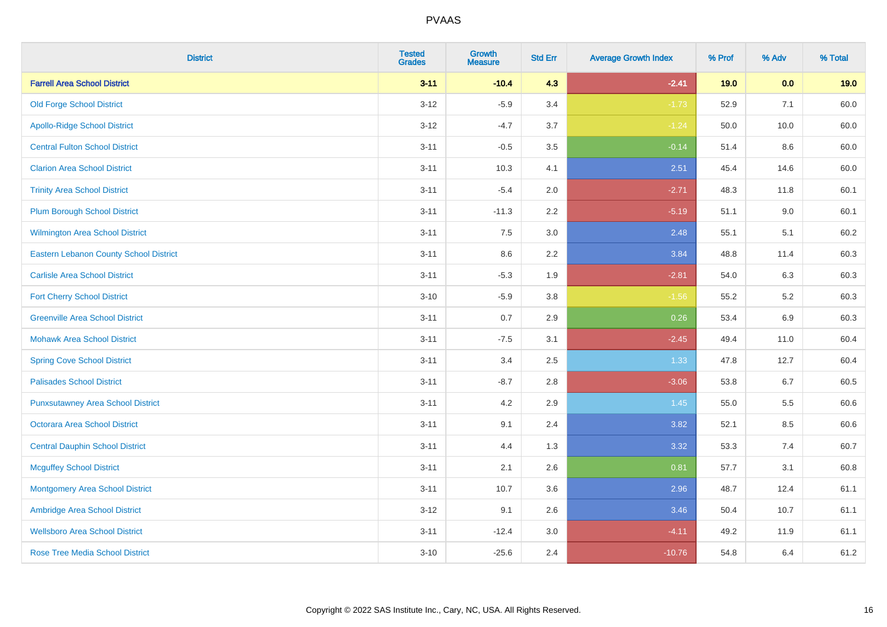# PVAAS

| District | Tested Grades | Growth Measure | Std Err | Average Growth Index | % Prof | % Adv | % Total |
|---|---|---|---|---|---|---|---|
| **Farrell Area School District** | **3-11** | **-10.4** | **4.3** | **-2.41** | **19.0** | **0.0** | **19.0** |
| Old Forge School District | 3-12 | -5.9 | 3.4 | -1.73 | 52.9 | 7.1 | 60.0 |
| Apollo-Ridge School District | 3-12 | -4.7 | 3.7 | -1.24 | 50.0 | 10.0 | 60.0 |
| Central Fulton School District | 3-11 | -0.5 | 3.5 | -0.14 | 51.4 | 8.6 | 60.0 |
| Clarion Area School District | 3-11 | 10.3 | 4.1 | 2.51 | 45.4 | 14.6 | 60.0 |
| Trinity Area School District | 3-11 | -5.4 | 2.0 | -2.71 | 48.3 | 11.8 | 60.1 |
| Plum Borough School District | 3-11 | -11.3 | 2.2 | -5.19 | 51.1 | 9.0 | 60.1 |
| Wilmington Area School District | 3-11 | 7.5 | 3.0 | 2.48 | 55.1 | 5.1 | 60.2 |
| Eastern Lebanon County School District | 3-11 | 8.6 | 2.2 | 3.84 | 48.8 | 11.4 | 60.3 |
| Carlisle Area School District | 3-11 | -5.3 | 1.9 | -2.81 | 54.0 | 6.3 | 60.3 |
| Fort Cherry School District | 3-10 | -5.9 | 3.8 | -1.56 | 55.2 | 5.2 | 60.3 |
| Greenville Area School District | 3-11 | 0.7 | 2.9 | 0.26 | 53.4 | 6.9 | 60.3 |
| Mohawk Area School District | 3-11 | -7.5 | 3.1 | -2.45 | 49.4 | 11.0 | 60.4 |
| Spring Cove School District | 3-11 | 3.4 | 2.5 | 1.33 | 47.8 | 12.7 | 60.4 |
| Palisades School District | 3-11 | -8.7 | 2.8 | -3.06 | 53.8 | 6.7 | 60.5 |
| Punxsutawney Area School District | 3-11 | 4.2 | 2.9 | 1.45 | 55.0 | 5.5 | 60.6 |
| Octorara Area School District | 3-11 | 9.1 | 2.4 | 3.82 | 52.1 | 8.5 | 60.6 |
| Central Dauphin School District | 3-11 | 4.4 | 1.3 | 3.32 | 53.3 | 7.4 | 60.7 |
| Mcguffey School District | 3-11 | 2.1 | 2.6 | 0.81 | 57.7 | 3.1 | 60.8 |
| Montgomery Area School District | 3-11 | 10.7 | 3.6 | 2.96 | 48.7 | 12.4 | 61.1 |
| Ambridge Area School District | 3-12 | 9.1 | 2.6 | 3.46 | 50.4 | 10.7 | 61.1 |
| Wellsboro Area School District | 3-11 | -12.4 | 3.0 | -4.11 | 49.2 | 11.9 | 61.1 |
| Rose Tree Media School District | 3-10 | -25.6 | 2.4 | -10.76 | 54.8 | 6.4 | 61.2 |

Copyright © 2022 SAS Institute Inc., Cary, NC, USA. All Rights Reserved.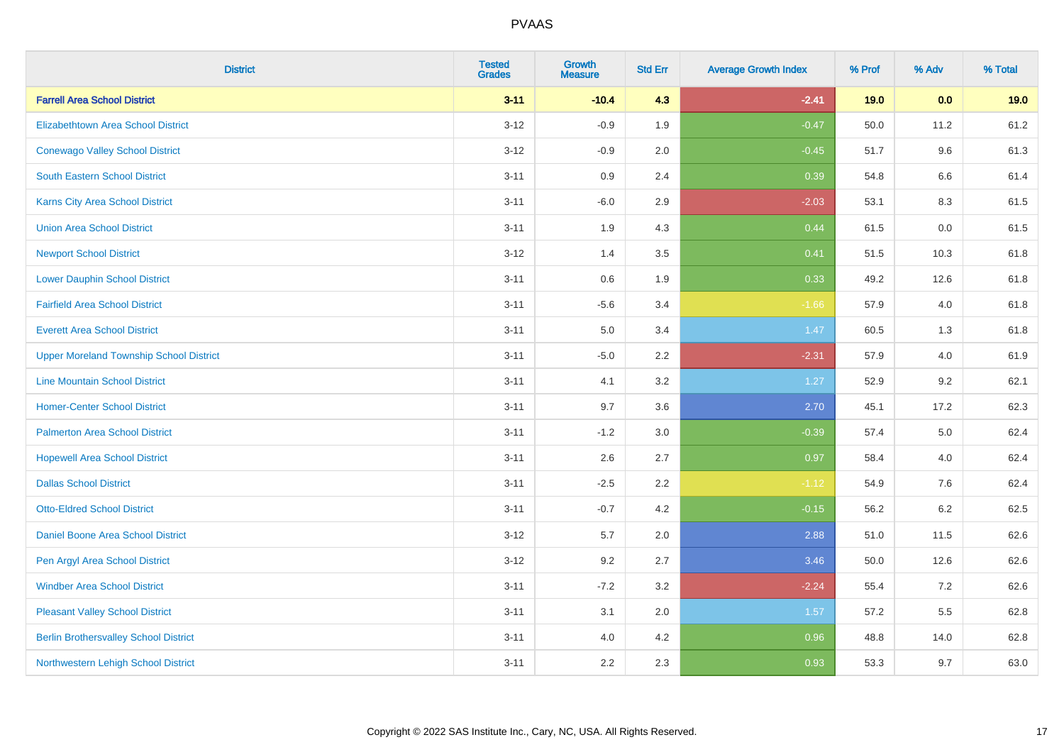# PVAAS

| District | Tested Grades | Growth Measure | Std Err | Average Growth Index | % Prof | % Adv | % Total |
|---|---|---|---|---|---|---|---|
| **Farrell Area School District** | **3-11** | **-10.4** | **4.3** | **-2.41** | **19.0** | **0.0** | **19.0** |
| Elizabethtown Area School District | 3-12 | -0.9 | 1.9 | -0.47 | 50.0 | 11.2 | 61.2 |
| Conewago Valley School District | 3-12 | -0.9 | 2.0 | -0.45 | 51.7 | 9.6 | 61.3 |
| South Eastern School District | 3-11 | 0.9 | 2.4 | 0.39 | 54.8 | 6.6 | 61.4 |
| Karns City Area School District | 3-11 | -6.0 | 2.9 | -2.03 | 53.1 | 8.3 | 61.5 |
| Union Area School District | 3-11 | 1.9 | 4.3 | 0.44 | 61.5 | 0.0 | 61.5 |
| Newport School District | 3-12 | 1.4 | 3.5 | 0.41 | 51.5 | 10.3 | 61.8 |
| Lower Dauphin School District | 3-11 | 0.6 | 1.9 | 0.33 | 49.2 | 12.6 | 61.8 |
| Fairfield Area School District | 3-11 | -5.6 | 3.4 | -1.66 | 57.9 | 4.0 | 61.8 |
| Everett Area School District | 3-11 | 5.0 | 3.4 | 1.47 | 60.5 | 1.3 | 61.8 |
| Upper Moreland Township School District | 3-11 | -5.0 | 2.2 | -2.31 | 57.9 | 4.0 | 61.9 |
| Line Mountain School District | 3-11 | 4.1 | 3.2 | 1.27 | 52.9 | 9.2 | 62.1 |
| Homer-Center School District | 3-11 | 9.7 | 3.6 | 2.70 | 45.1 | 17.2 | 62.3 |
| Palmerton Area School District | 3-11 | -1.2 | 3.0 | -0.39 | 57.4 | 5.0 | 62.4 |
| Hopewell Area School District | 3-11 | 2.6 | 2.7 | 0.97 | 58.4 | 4.0 | 62.4 |
| Dallas School District | 3-11 | -2.5 | 2.2 | -1.12 | 54.9 | 7.6 | 62.4 |
| Otto-Eldred School District | 3-11 | -0.7 | 4.2 | -0.15 | 56.2 | 6.2 | 62.5 |
| Daniel Boone Area School District | 3-12 | 5.7 | 2.0 | 2.88 | 51.0 | 11.5 | 62.6 |
| Pen Argyl Area School District | 3-12 | 9.2 | 2.7 | 3.46 | 50.0 | 12.6 | 62.6 |
| Windber Area School District | 3-11 | -7.2 | 3.2 | -2.24 | 55.4 | 7.2 | 62.6 |
| Pleasant Valley School District | 3-11 | 3.1 | 2.0 | 1.57 | 57.2 | 5.5 | 62.8 |
| Berlin Brothersvalley School District | 3-11 | 4.0 | 4.2 | 0.96 | 48.8 | 14.0 | 62.8 |
| Northwestern Lehigh School District | 3-11 | 2.2 | 2.3 | 0.93 | 53.3 | 9.7 | 63.0 |

Copyright © 2022 SAS Institute Inc., Cary, NC, USA. All Rights Reserved.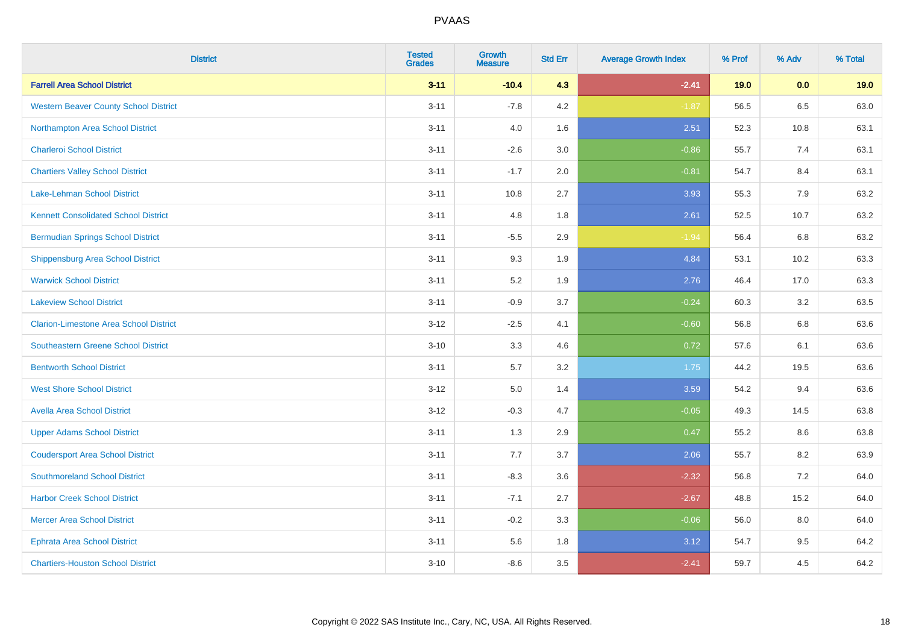# PVAAS

| District | Tested Grades | Growth Measure | Std Err | Average Growth Index | % Prof | % Adv | % Total |
|---|---|---|---|---|---|---|---|
| **Farrell Area School District** | **3-11** | **-10.4** | **4.3** | **-2.41** | **19.0** | **0.0** | **19.0** |
| Western Beaver County School District | 3-11 | -7.8 | 4.2 | -1.87 | 56.5 | 6.5 | 63.0 |
| Northampton Area School District | 3-11 | 4.0 | 1.6 | 2.51 | 52.3 | 10.8 | 63.1 |
| Charleroi School District | 3-11 | -2.6 | 3.0 | -0.86 | 55.7 | 7.4 | 63.1 |
| Chartiers Valley School District | 3-11 | -1.7 | 2.0 | -0.81 | 54.7 | 8.4 | 63.1 |
| Lake-Lehman School District | 3-11 | 10.8 | 2.7 | 3.93 | 55.3 | 7.9 | 63.2 |
| Kennett Consolidated School District | 3-11 | 4.8 | 1.8 | 2.61 | 52.5 | 10.7 | 63.2 |
| Bermudian Springs School District | 3-11 | -5.5 | 2.9 | -1.94 | 56.4 | 6.8 | 63.2 |
| Shippensburg Area School District | 3-11 | 9.3 | 1.9 | 4.84 | 53.1 | 10.2 | 63.3 |
| Warwick School District | 3-11 | 5.2 | 1.9 | 2.76 | 46.4 | 17.0 | 63.3 |
| Lakeview School District | 3-11 | -0.9 | 3.7 | -0.24 | 60.3 | 3.2 | 63.5 |
| Clarion-Limestone Area School District | 3-12 | -2.5 | 4.1 | -0.60 | 56.8 | 6.8 | 63.6 |
| Southeastern Greene School District | 3-10 | 3.3 | 4.6 | 0.72 | 57.6 | 6.1 | 63.6 |
| Bentworth School District | 3-11 | 5.7 | 3.2 | 1.75 | 44.2 | 19.5 | 63.6 |
| West Shore School District | 3-12 | 5.0 | 1.4 | 3.59 | 54.2 | 9.4 | 63.6 |
| Avella Area School District | 3-12 | -0.3 | 4.7 | -0.05 | 49.3 | 14.5 | 63.8 |
| Upper Adams School District | 3-11 | 1.3 | 2.9 | 0.47 | 55.2 | 8.6 | 63.8 |
| Coudersport Area School District | 3-11 | 7.7 | 3.7 | 2.06 | 55.7 | 8.2 | 63.9 |
| Southmoreland School District | 3-11 | -8.3 | 3.6 | -2.32 | 56.8 | 7.2 | 64.0 |
| Harbor Creek School District | 3-11 | -7.1 | 2.7 | -2.67 | 48.8 | 15.2 | 64.0 |
| Mercer Area School District | 3-11 | -0.2 | 3.3 | -0.06 | 56.0 | 8.0 | 64.0 |
| Ephrata Area School District | 3-11 | 5.6 | 1.8 | 3.12 | 54.7 | 9.5 | 64.2 |
| Chartiers-Houston School District | 3-10 | -8.6 | 3.5 | -2.41 | 59.7 | 4.5 | 64.2 |

Copyright © 2022 SAS Institute Inc., Cary, NC, USA. All Rights Reserved.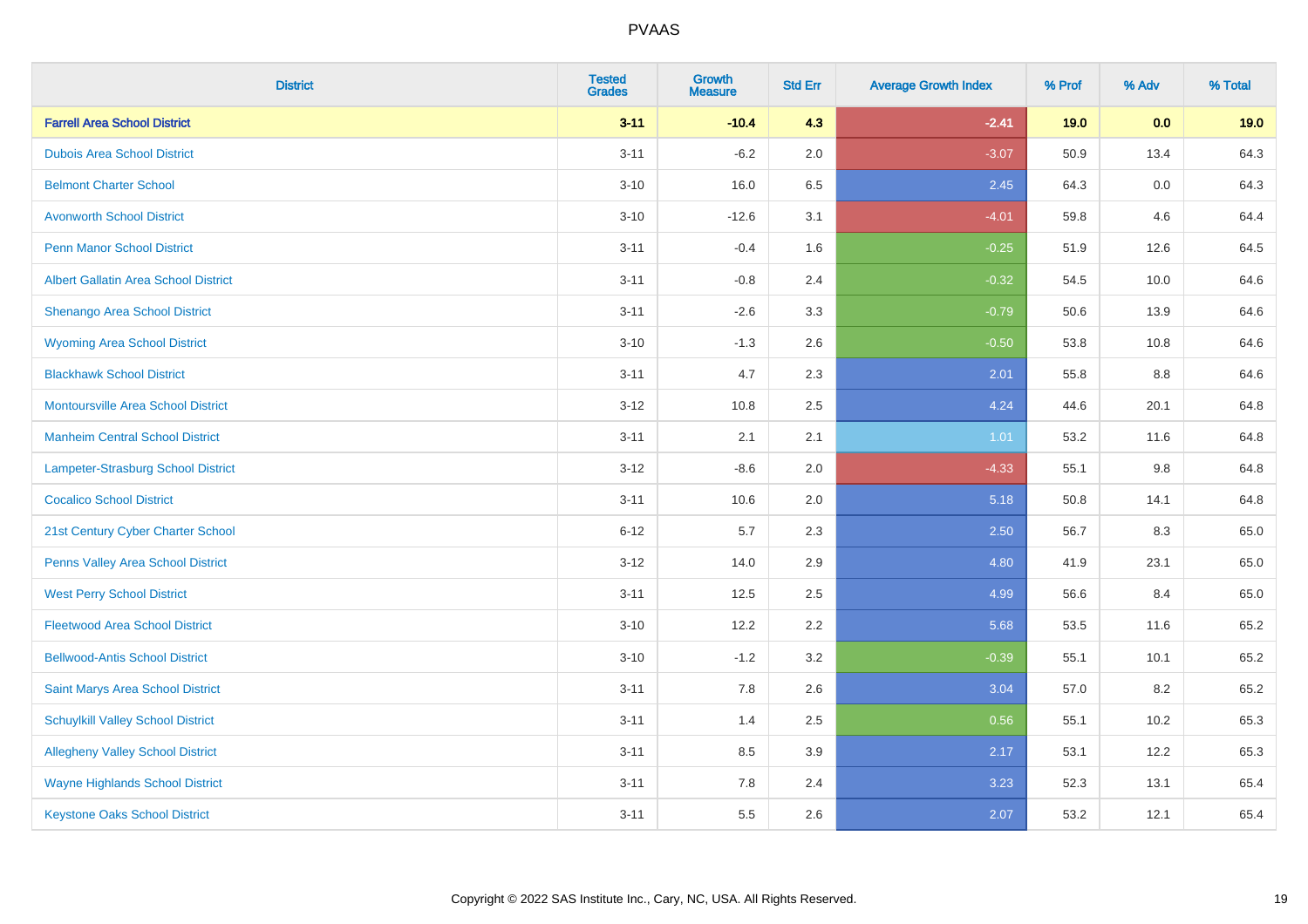# PVAAS

| District | Tested Grades | Growth Measure | Std Err | Average Growth Index | % Prof | % Adv | % Total |
|---|---|---|---|---|---|---|---|
| **Farrell Area School District** | **3-11** | **-10.4** | **4.3** | **-2.41** | **19.0** | **0.0** | **19.0** |
| Dubois Area School District | 3-11 | -6.2 | 2.0 | -3.07 | 50.9 | 13.4 | 64.3 |
| Belmont Charter School | 3-10 | 16.0 | 6.5 | 2.45 | 64.3 | 0.0 | 64.3 |
| Avonworth School District | 3-10 | -12.6 | 3.1 | -4.01 | 59.8 | 4.6 | 64.4 |
| Penn Manor School District | 3-11 | -0.4 | 1.6 | -0.25 | 51.9 | 12.6 | 64.5 |
| Albert Gallatin Area School District | 3-11 | -0.8 | 2.4 | -0.32 | 54.5 | 10.0 | 64.6 |
| Shenango Area School District | 3-11 | -2.6 | 3.3 | -0.79 | 50.6 | 13.9 | 64.6 |
| Wyoming Area School District | 3-10 | -1.3 | 2.6 | -0.50 | 53.8 | 10.8 | 64.6 |
| Blackhawk School District | 3-11 | 4.7 | 2.3 | 2.01 | 55.8 | 8.8 | 64.6 |
| Montoursville Area School District | 3-12 | 10.8 | 2.5 | 4.24 | 44.6 | 20.1 | 64.8 |
| Manheim Central School District | 3-11 | 2.1 | 2.1 | 1.01 | 53.2 | 11.6 | 64.8 |
| Lampeter-Strasburg School District | 3-12 | -8.6 | 2.0 | -4.33 | 55.1 | 9.8 | 64.8 |
| Cocalico School District | 3-11 | 10.6 | 2.0 | 5.18 | 50.8 | 14.1 | 64.8 |
| 21st Century Cyber Charter School | 6-12 | 5.7 | 2.3 | 2.50 | 56.7 | 8.3 | 65.0 |
| Penns Valley Area School District | 3-12 | 14.0 | 2.9 | 4.80 | 41.9 | 23.1 | 65.0 |
| West Perry School District | 3-11 | 12.5 | 2.5 | 4.99 | 56.6 | 8.4 | 65.0 |
| Fleetwood Area School District | 3-10 | 12.2 | 2.2 | 5.68 | 53.5 | 11.6 | 65.2 |
| Bellwood-Antis School District | 3-10 | -1.2 | 3.2 | -0.39 | 55.1 | 10.1 | 65.2 |
| Saint Marys Area School District | 3-11 | 7.8 | 2.6 | 3.04 | 57.0 | 8.2 | 65.2 |
| Schuylkill Valley School District | 3-11 | 1.4 | 2.5 | 0.56 | 55.1 | 10.2 | 65.3 |
| Allegheny Valley School District | 3-11 | 8.5 | 3.9 | 2.17 | 53.1 | 12.2 | 65.3 |
| Wayne Highlands School District | 3-11 | 7.8 | 2.4 | 3.23 | 52.3 | 13.1 | 65.4 |
| Keystone Oaks School District | 3-11 | 5.5 | 2.6 | 2.07 | 53.2 | 12.1 | 65.4 |

Copyright © 2022 SAS Institute Inc., Cary, NC, USA. All Rights Reserved.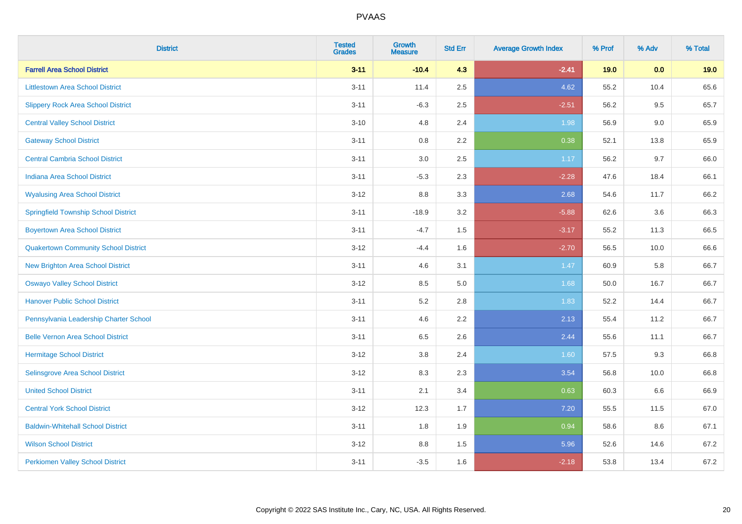| District | Tested Grades | Growth Measure | Std Err | Average Growth Index | % Prof | % Adv | % Total |
|---|---|---|---|---|---|---|---|
| **Farrell Area School District** | **3-11** | **-10.4** | **4.3** | **-2.41** | **19.0** | **0.0** | **19.0** |
| Littlestown Area School District | 3-11 | 11.4 | 2.5 | 4.62 | 55.2 | 10.4 | 65.6 |
| Slippery Rock Area School District | 3-11 | -6.3 | 2.5 | -2.51 | 56.2 | 9.5 | 65.7 |
| Central Valley School District | 3-10 | 4.8 | 2.4 | 1.98 | 56.9 | 9.0 | 65.9 |
| Gateway School District | 3-11 | 0.8 | 2.2 | 0.38 | 52.1 | 13.8 | 65.9 |
| Central Cambria School District | 3-11 | 3.0 | 2.5 | 1.17 | 56.2 | 9.7 | 66.0 |
| Indiana Area School District | 3-11 | -5.3 | 2.3 | -2.28 | 47.6 | 18.4 | 66.1 |
| Wyalusing Area School District | 3-12 | 8.8 | 3.3 | 2.68 | 54.6 | 11.7 | 66.2 |
| Springfield Township School District | 3-11 | -18.9 | 3.2 | -5.88 | 62.6 | 3.6 | 66.3 |
| Boyertown Area School District | 3-11 | -4.7 | 1.5 | -3.17 | 55.2 | 11.3 | 66.5 |
| Quakertown Community School District | 3-12 | -4.4 | 1.6 | -2.70 | 56.5 | 10.0 | 66.6 |
| New Brighton Area School District | 3-11 | 4.6 | 3.1 | 1.47 | 60.9 | 5.8 | 66.7 |
| Oswayo Valley School District | 3-12 | 8.5 | 5.0 | 1.68 | 50.0 | 16.7 | 66.7 |
| Hanover Public School District | 3-11 | 5.2 | 2.8 | 1.83 | 52.2 | 14.4 | 66.7 |
| Pennsylvania Leadership Charter School | 3-11 | 4.6 | 2.2 | 2.13 | 55.4 | 11.2 | 66.7 |
| Belle Vernon Area School District | 3-11 | 6.5 | 2.6 | 2.44 | 55.6 | 11.1 | 66.7 |
| Hermitage School District | 3-12 | 3.8 | 2.4 | 1.60 | 57.5 | 9.3 | 66.8 |
| Selinsgrove Area School District | 3-12 | 8.3 | 2.3 | 3.54 | 56.8 | 10.0 | 66.8 |
| United School District | 3-11 | 2.1 | 3.4 | 0.63 | 60.3 | 6.6 | 66.9 |
| Central York School District | 3-12 | 12.3 | 1.7 | 7.20 | 55.5 | 11.5 | 67.0 |
| Baldwin-Whitehall School District | 3-11 | 1.8 | 1.9 | 0.94 | 58.6 | 8.6 | 67.1 |
| Wilson School District | 3-12 | 8.8 | 1.5 | 5.96 | 52.6 | 14.6 | 67.2 |
| Perkiomen Valley School District | 3-11 | -3.5 | 1.6 | -2.18 | 53.8 | 13.4 | 67.2 |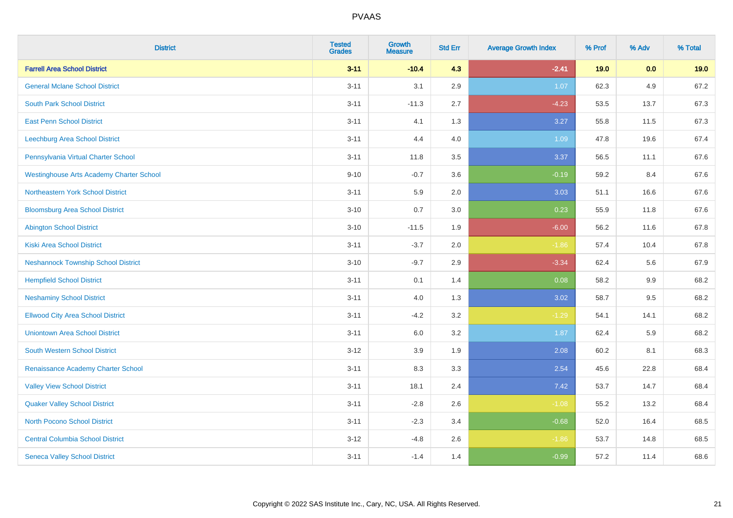| District | Tested Grades | Growth Measure | Std Err | Average Growth Index | % Prof | % Adv | % Total |
|---|---|---|---|---|---|---|---|
| **Farrell Area School District** | **3-11** | **-10.4** | **4.3** | **-2.41** | **19.0** | **0.0** | **19.0** |
| General Mclane School District | 3-11 | 3.1 | 2.9 | 1.07 | 62.3 | 4.9 | 67.2 |
| South Park School District | 3-11 | -11.3 | 2.7 | -4.23 | 53.5 | 13.7 | 67.3 |
| East Penn School District | 3-11 | 4.1 | 1.3 | 3.27 | 55.8 | 11.5 | 67.3 |
| Leechburg Area School District | 3-11 | 4.4 | 4.0 | 1.09 | 47.8 | 19.6 | 67.4 |
| Pennsylvania Virtual Charter School | 3-11 | 11.8 | 3.5 | 3.37 | 56.5 | 11.1 | 67.6 |
| Westinghouse Arts Academy Charter School | 9-10 | -0.7 | 3.6 | -0.19 | 59.2 | 8.4 | 67.6 |
| Northeastern York School District | 3-11 | 5.9 | 2.0 | 3.03 | 51.1 | 16.6 | 67.6 |
| Bloomsburg Area School District | 3-10 | 0.7 | 3.0 | 0.23 | 55.9 | 11.8 | 67.6 |
| Abington School District | 3-10 | -11.5 | 1.9 | -6.00 | 56.2 | 11.6 | 67.8 |
| Kiski Area School District | 3-11 | -3.7 | 2.0 | -1.86 | 57.4 | 10.4 | 67.8 |
| Neshannock Township School District | 3-10 | -9.7 | 2.9 | -3.34 | 62.4 | 5.6 | 67.9 |
| Hempfield School District | 3-11 | 0.1 | 1.4 | 0.08 | 58.2 | 9.9 | 68.2 |
| Neshaminy School District | 3-11 | 4.0 | 1.3 | 3.02 | 58.7 | 9.5 | 68.2 |
| Ellwood City Area School District | 3-11 | -4.2 | 3.2 | -1.29 | 54.1 | 14.1 | 68.2 |
| Uniontown Area School District | 3-11 | 6.0 | 3.2 | 1.87 | 62.4 | 5.9 | 68.2 |
| South Western School District | 3-12 | 3.9 | 1.9 | 2.08 | 60.2 | 8.1 | 68.3 |
| Renaissance Academy Charter School | 3-11 | 8.3 | 3.3 | 2.54 | 45.6 | 22.8 | 68.4 |
| Valley View School District | 3-11 | 18.1 | 2.4 | 7.42 | 53.7 | 14.7 | 68.4 |
| Quaker Valley School District | 3-11 | -2.8 | 2.6 | -1.08 | 55.2 | 13.2 | 68.4 |
| North Pocono School District | 3-11 | -2.3 | 3.4 | -0.68 | 52.0 | 16.4 | 68.5 |
| Central Columbia School District | 3-12 | -4.8 | 2.6 | -1.86 | 53.7 | 14.8 | 68.5 |
| Seneca Valley School District | 3-11 | -1.4 | 1.4 | -0.99 | 57.2 | 11.4 | 68.6 |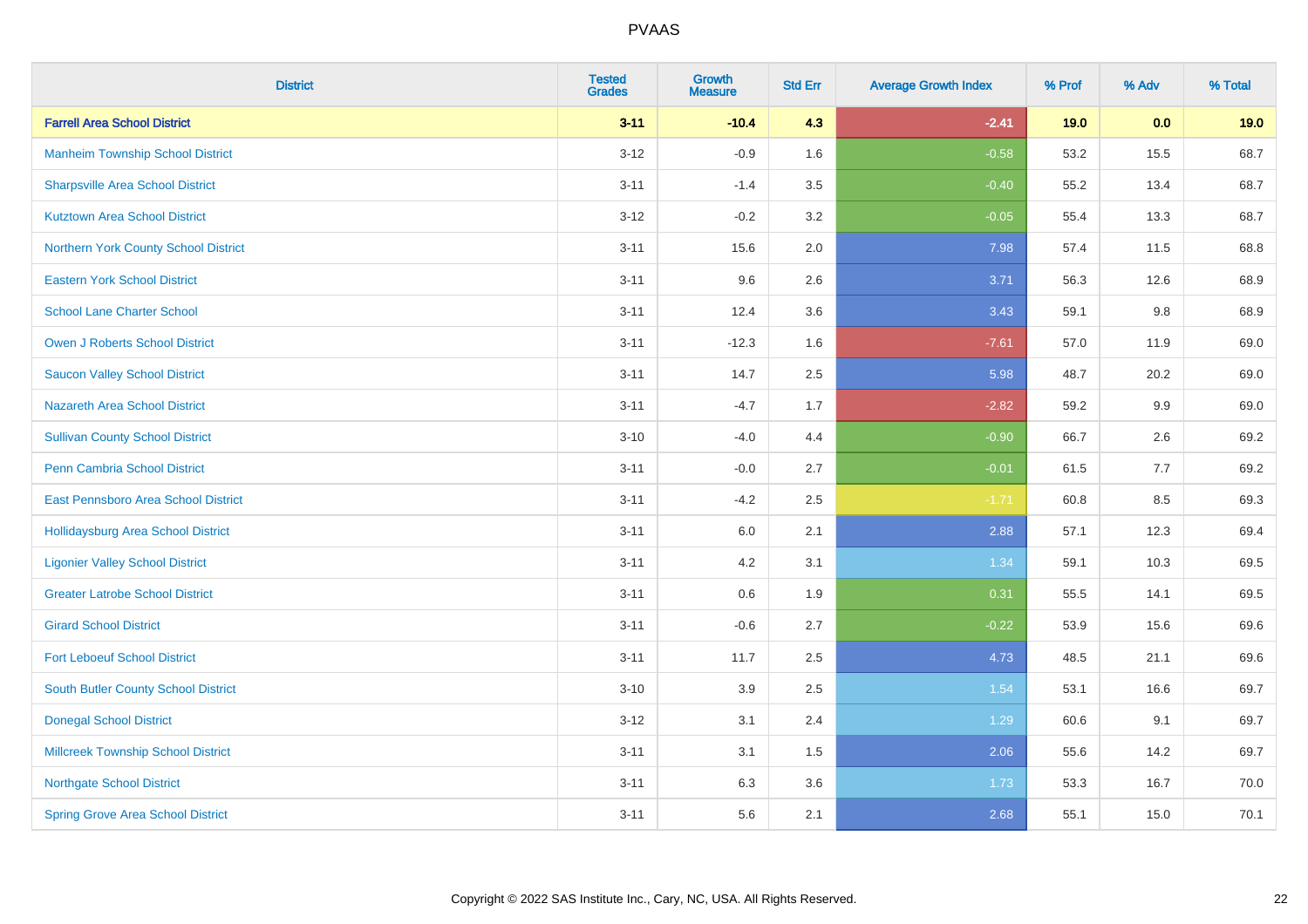# PVAAS

| District | Tested Grades | Growth Measure | Std Err | Average Growth Index | % Prof | % Adv | % Total |
|---|---|---|---|---|---|---|---|
| **Farrell Area School District** | **3-11** | **-10.4** | **4.3** | **-2.41** | **19.0** | **0.0** | **19.0** |
| Manheim Township School District | 3-12 | -0.9 | 1.6 | -0.58 | 53.2 | 15.5 | 68.7 |
| Sharpsville Area School District | 3-11 | -1.4 | 3.5 | -0.40 | 55.2 | 13.4 | 68.7 |
| Kutztown Area School District | 3-12 | -0.2 | 3.2 | -0.05 | 55.4 | 13.3 | 68.7 |
| Northern York County School District | 3-11 | 15.6 | 2.0 | 7.98 | 57.4 | 11.5 | 68.8 |
| Eastern York School District | 3-11 | 9.6 | 2.6 | 3.71 | 56.3 | 12.6 | 68.9 |
| School Lane Charter School | 3-11 | 12.4 | 3.6 | 3.43 | 59.1 | 9.8 | 68.9 |
| Owen J Roberts School District | 3-11 | -12.3 | 1.6 | -7.61 | 57.0 | 11.9 | 69.0 |
| Saucon Valley School District | 3-11 | 14.7 | 2.5 | 5.98 | 48.7 | 20.2 | 69.0 |
| Nazareth Area School District | 3-11 | -4.7 | 1.7 | -2.82 | 59.2 | 9.9 | 69.0 |
| Sullivan County School District | 3-10 | -4.0 | 4.4 | -0.90 | 66.7 | 2.6 | 69.2 |
| Penn Cambria School District | 3-11 | -0.0 | 2.7 | -0.01 | 61.5 | 7.7 | 69.2 |
| East Pennsboro Area School District | 3-11 | -4.2 | 2.5 | -1.71 | 60.8 | 8.5 | 69.3 |
| Hollidaysburg Area School District | 3-11 | 6.0 | 2.1 | 2.88 | 57.1 | 12.3 | 69.4 |
| Ligonier Valley School District | 3-11 | 4.2 | 3.1 | 1.34 | 59.1 | 10.3 | 69.5 |
| Greater Latrobe School District | 3-11 | 0.6 | 1.9 | 0.31 | 55.5 | 14.1 | 69.5 |
| Girard School District | 3-11 | -0.6 | 2.7 | -0.22 | 53.9 | 15.6 | 69.6 |
| Fort Leboeuf School District | 3-11 | 11.7 | 2.5 | 4.73 | 48.5 | 21.1 | 69.6 |
| South Butler County School District | 3-10 | 3.9 | 2.5 | 1.54 | 53.1 | 16.6 | 69.7 |
| Donegal School District | 3-12 | 3.1 | 2.4 | 1.29 | 60.6 | 9.1 | 69.7 |
| Millcreek Township School District | 3-11 | 3.1 | 1.5 | 2.06 | 55.6 | 14.2 | 69.7 |
| Northgate School District | 3-11 | 6.3 | 3.6 | 1.73 | 53.3 | 16.7 | 70.0 |
| Spring Grove Area School District | 3-11 | 5.6 | 2.1 | 2.68 | 55.1 | 15.0 | 70.1 |

Copyright © 2022 SAS Institute Inc., Cary, NC, USA. All Rights Reserved.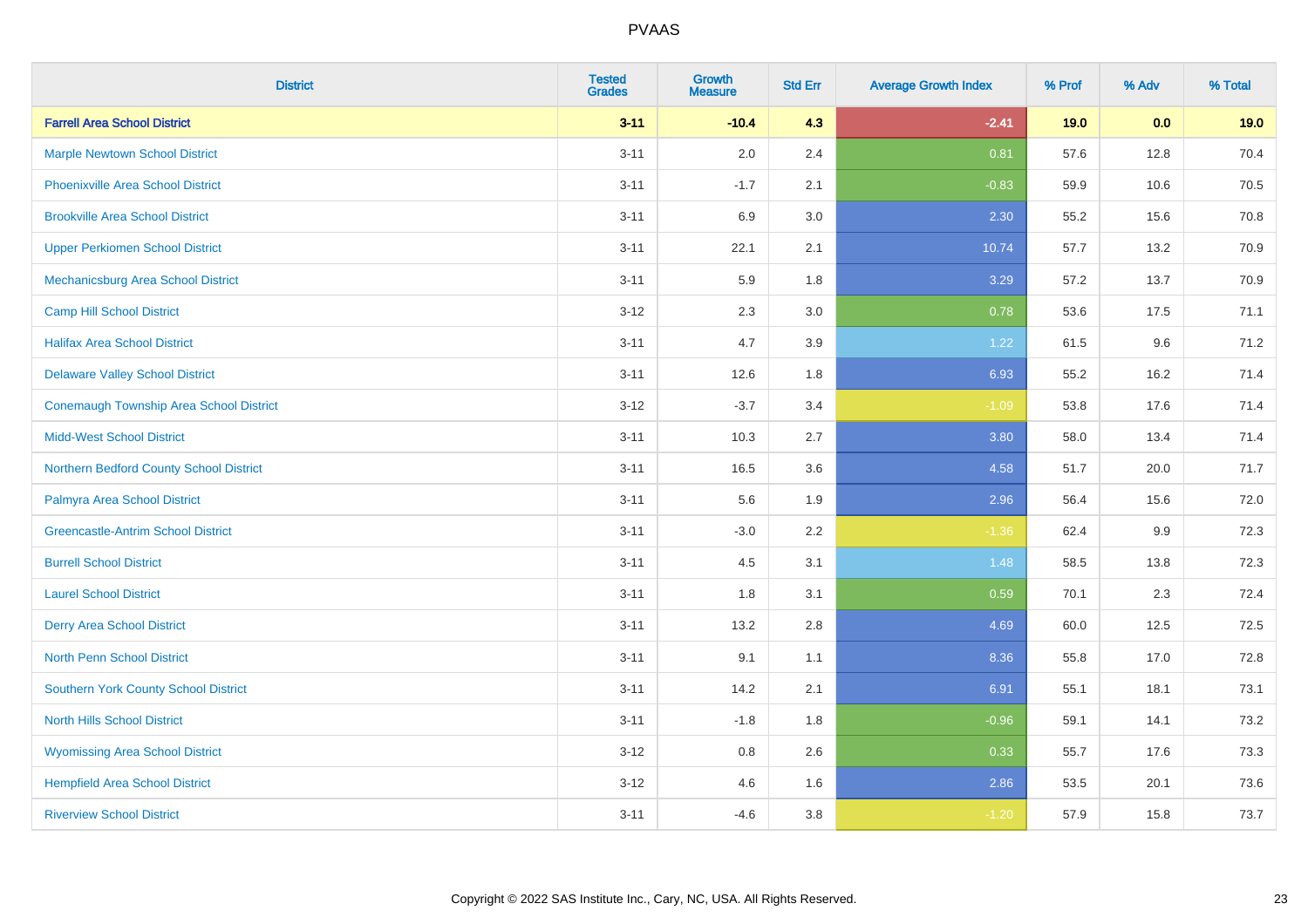PVAAS

| District | Tested Grades | Growth Measure | Std Err | Average Growth Index | % Prof | % Adv | % Total |
|---|---|---|---|---|---|---|---|
| **Farrell Area School District** | **3-11** | **-10.4** | **4.3** | **-2.41** | **19.0** | **0.0** | **19.0** |
| Marple Newtown School District | 3-11 | 2.0 | 2.4 | 0.81 | 57.6 | 12.8 | 70.4 |
| Phoenixville Area School District | 3-11 | -1.7 | 2.1 | -0.83 | 59.9 | 10.6 | 70.5 |
| Brookville Area School District | 3-11 | 6.9 | 3.0 | 2.30 | 55.2 | 15.6 | 70.8 |
| Upper Perkiomen School District | 3-11 | 22.1 | 2.1 | 10.74 | 57.7 | 13.2 | 70.9 |
| Mechanicsburg Area School District | 3-11 | 5.9 | 1.8 | 3.29 | 57.2 | 13.7 | 70.9 |
| Camp Hill School District | 3-12 | 2.3 | 3.0 | 0.78 | 53.6 | 17.5 | 71.1 |
| Halifax Area School District | 3-11 | 4.7 | 3.9 | 1.22 | 61.5 | 9.6 | 71.2 |
| Delaware Valley School District | 3-11 | 12.6 | 1.8 | 6.93 | 55.2 | 16.2 | 71.4 |
| Conemaugh Township Area School District | 3-12 | -3.7 | 3.4 | -1.09 | 53.8 | 17.6 | 71.4 |
| Midd-West School District | 3-11 | 10.3 | 2.7 | 3.80 | 58.0 | 13.4 | 71.4 |
| Northern Bedford County School District | 3-11 | 16.5 | 3.6 | 4.58 | 51.7 | 20.0 | 71.7 |
| Palmyra Area School District | 3-11 | 5.6 | 1.9 | 2.96 | 56.4 | 15.6 | 72.0 |
| Greencastle-Antrim School District | 3-11 | -3.0 | 2.2 | -1.36 | 62.4 | 9.9 | 72.3 |
| Burrell School District | 3-11 | 4.5 | 3.1 | 1.48 | 58.5 | 13.8 | 72.3 |
| Laurel School District | 3-11 | 1.8 | 3.1 | 0.59 | 70.1 | 2.3 | 72.4 |
| Derry Area School District | 3-11 | 13.2 | 2.8 | 4.69 | 60.0 | 12.5 | 72.5 |
| North Penn School District | 3-11 | 9.1 | 1.1 | 8.36 | 55.8 | 17.0 | 72.8 |
| Southern York County School District | 3-11 | 14.2 | 2.1 | 6.91 | 55.1 | 18.1 | 73.1 |
| North Hills School District | 3-11 | -1.8 | 1.8 | -0.96 | 59.1 | 14.1 | 73.2 |
| Wyomissing Area School District | 3-12 | 0.8 | 2.6 | 0.33 | 55.7 | 17.6 | 73.3 |
| Hempfield Area School District | 3-12 | 4.6 | 1.6 | 2.86 | 53.5 | 20.1 | 73.6 |
| Riverview School District | 3-11 | -4.6 | 3.8 | -1.20 | 57.9 | 15.8 | 73.7 |

Copyright © 2022 SAS Institute Inc., Cary, NC, USA. All Rights Reserved.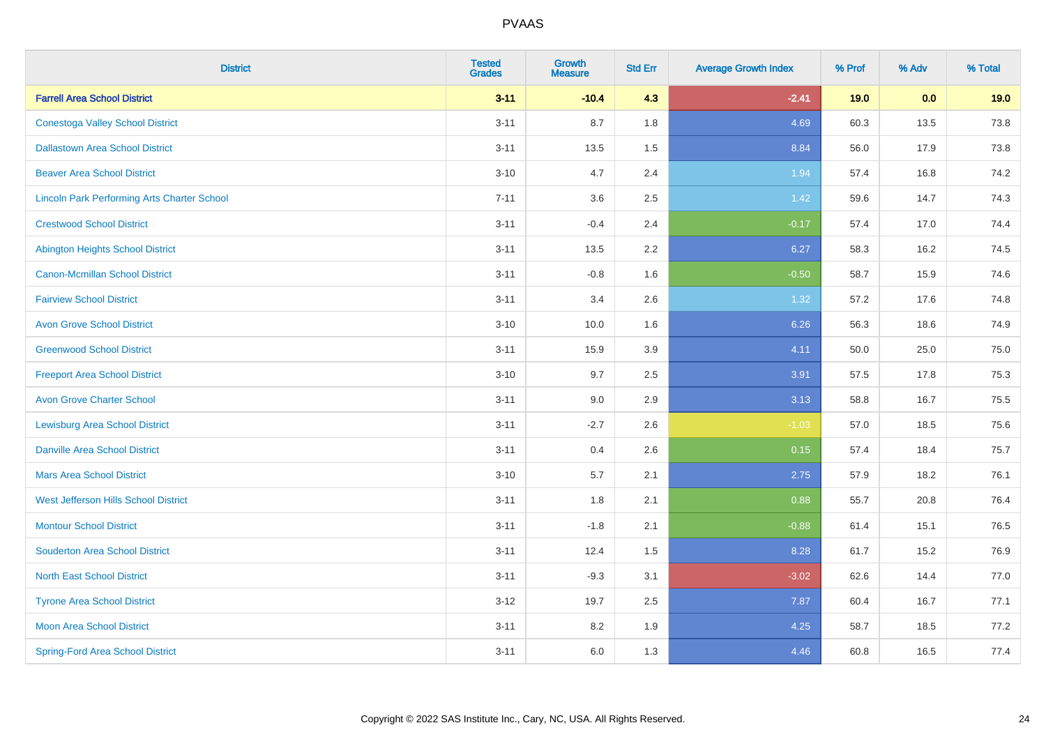| District | Tested Grades | Growth Measure | Std Err | Average Growth Index | % Prof | % Adv | % Total |
|---|---|---|---|---|---|---|---|
| **Farrell Area School District** | **3-11** | **-10.4** | **4.3** | **-2.41** | **19.0** | **0.0** | **19.0** |
| Conestoga Valley School District | 3-11 | 8.7 | 1.8 | 4.69 | 60.3 | 13.5 | 73.8 |
| Dallastown Area School District | 3-11 | 13.5 | 1.5 | 8.84 | 56.0 | 17.9 | 73.8 |
| Beaver Area School District | 3-10 | 4.7 | 2.4 | 1.94 | 57.4 | 16.8 | 74.2 |
| Lincoln Park Performing Arts Charter School | 7-11 | 3.6 | 2.5 | 1.42 | 59.6 | 14.7 | 74.3 |
| Crestwood School District | 3-11 | -0.4 | 2.4 | -0.17 | 57.4 | 17.0 | 74.4 |
| Abington Heights School District | 3-11 | 13.5 | 2.2 | 6.27 | 58.3 | 16.2 | 74.5 |
| Canon-Mcmillan School District | 3-11 | -0.8 | 1.6 | -0.50 | 58.7 | 15.9 | 74.6 |
| Fairview School District | 3-11 | 3.4 | 2.6 | 1.32 | 57.2 | 17.6 | 74.8 |
| Avon Grove School District | 3-10 | 10.0 | 1.6 | 6.26 | 56.3 | 18.6 | 74.9 |
| Greenwood School District | 3-11 | 15.9 | 3.9 | 4.11 | 50.0 | 25.0 | 75.0 |
| Freeport Area School District | 3-10 | 9.7 | 2.5 | 3.91 | 57.5 | 17.8 | 75.3 |
| Avon Grove Charter School | 3-11 | 9.0 | 2.9 | 3.13 | 58.8 | 16.7 | 75.5 |
| Lewisburg Area School District | 3-11 | -2.7 | 2.6 | -1.03 | 57.0 | 18.5 | 75.6 |
| Danville Area School District | 3-11 | 0.4 | 2.6 | 0.15 | 57.4 | 18.4 | 75.7 |
| Mars Area School District | 3-10 | 5.7 | 2.1 | 2.75 | 57.9 | 18.2 | 76.1 |
| West Jefferson Hills School District | 3-11 | 1.8 | 2.1 | 0.88 | 55.7 | 20.8 | 76.4 |
| Montour School District | 3-11 | -1.8 | 2.1 | -0.88 | 61.4 | 15.1 | 76.5 |
| Souderton Area School District | 3-11 | 12.4 | 1.5 | 8.28 | 61.7 | 15.2 | 76.9 |
| North East School District | 3-11 | -9.3 | 3.1 | -3.02 | 62.6 | 14.4 | 77.0 |
| Tyrone Area School District | 3-12 | 19.7 | 2.5 | 7.87 | 60.4 | 16.7 | 77.1 |
| Moon Area School District | 3-11 | 8.2 | 1.9 | 4.25 | 58.7 | 18.5 | 77.2 |
| Spring-Ford Area School District | 3-11 | 6.0 | 1.3 | 4.46 | 60.8 | 16.5 | 77.4 |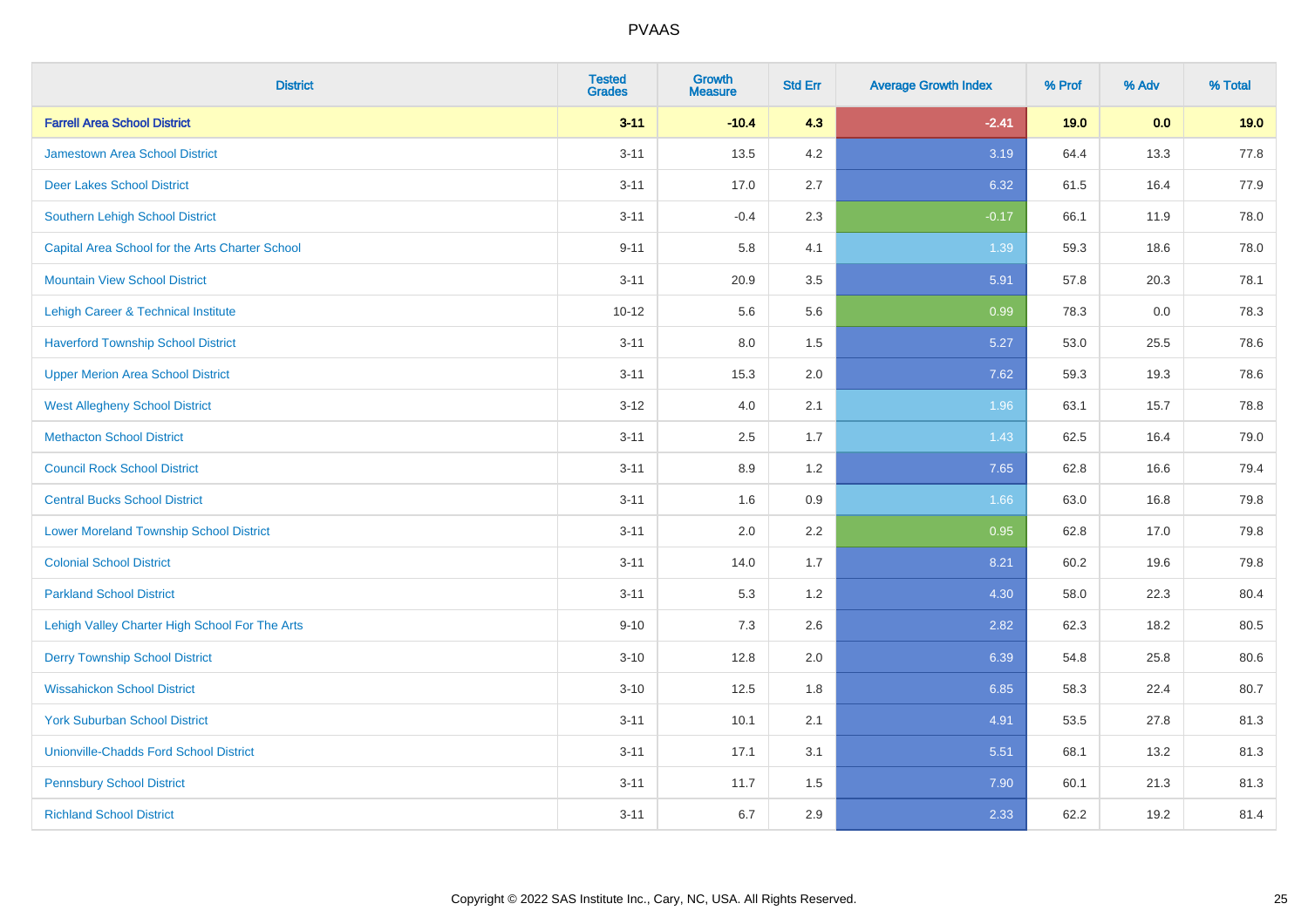# PVAAS

| District | Tested Grades | Growth Measure | Std Err | Average Growth Index | % Prof | % Adv | % Total |
|---|---|---|---|---|---|---|---|
| **Farrell Area School District** | **3-11** | **-10.4** | **4.3** | **-2.41** | **19.0** | **0.0** | **19.0** |
| Jamestown Area School District | 3-11 | 13.5 | 4.2 | 3.19 | 64.4 | 13.3 | 77.8 |
| Deer Lakes School District | 3-11 | 17.0 | 2.7 | 6.32 | 61.5 | 16.4 | 77.9 |
| Southern Lehigh School District | 3-11 | -0.4 | 2.3 | -0.17 | 66.1 | 11.9 | 78.0 |
| Capital Area School for the Arts Charter School | 9-11 | 5.8 | 4.1 | 1.39 | 59.3 | 18.6 | 78.0 |
| Mountain View School District | 3-11 | 20.9 | 3.5 | 5.91 | 57.8 | 20.3 | 78.1 |
| Lehigh Career & Technical Institute | 10-12 | 5.6 | 5.6 | 0.99 | 78.3 | 0.0 | 78.3 |
| Haverford Township School District | 3-11 | 8.0 | 1.5 | 5.27 | 53.0 | 25.5 | 78.6 |
| Upper Merion Area School District | 3-11 | 15.3 | 2.0 | 7.62 | 59.3 | 19.3 | 78.6 |
| West Allegheny School District | 3-12 | 4.0 | 2.1 | 1.96 | 63.1 | 15.7 | 78.8 |
| Methacton School District | 3-11 | 2.5 | 1.7 | 1.43 | 62.5 | 16.4 | 79.0 |
| Council Rock School District | 3-11 | 8.9 | 1.2 | 7.65 | 62.8 | 16.6 | 79.4 |
| Central Bucks School District | 3-11 | 1.6 | 0.9 | 1.66 | 63.0 | 16.8 | 79.8 |
| Lower Moreland Township School District | 3-11 | 2.0 | 2.2 | 0.95 | 62.8 | 17.0 | 79.8 |
| Colonial School District | 3-11 | 14.0 | 1.7 | 8.21 | 60.2 | 19.6 | 79.8 |
| Parkland School District | 3-11 | 5.3 | 1.2 | 4.30 | 58.0 | 22.3 | 80.4 |
| Lehigh Valley Charter High School For The Arts | 9-10 | 7.3 | 2.6 | 2.82 | 62.3 | 18.2 | 80.5 |
| Derry Township School District | 3-10 | 12.8 | 2.0 | 6.39 | 54.8 | 25.8 | 80.6 |
| Wissahickon School District | 3-10 | 12.5 | 1.8 | 6.85 | 58.3 | 22.4 | 80.7 |
| York Suburban School District | 3-11 | 10.1 | 2.1 | 4.91 | 53.5 | 27.8 | 81.3 |
| Unionville-Chadds Ford School District | 3-11 | 17.1 | 3.1 | 5.51 | 68.1 | 13.2 | 81.3 |
| Pennsbury School District | 3-11 | 11.7 | 1.5 | 7.90 | 60.1 | 21.3 | 81.3 |
| Richland School District | 3-11 | 6.7 | 2.9 | 2.33 | 62.2 | 19.2 | 81.4 |

Copyright © 2022 SAS Institute Inc., Cary, NC, USA. All Rights Reserved.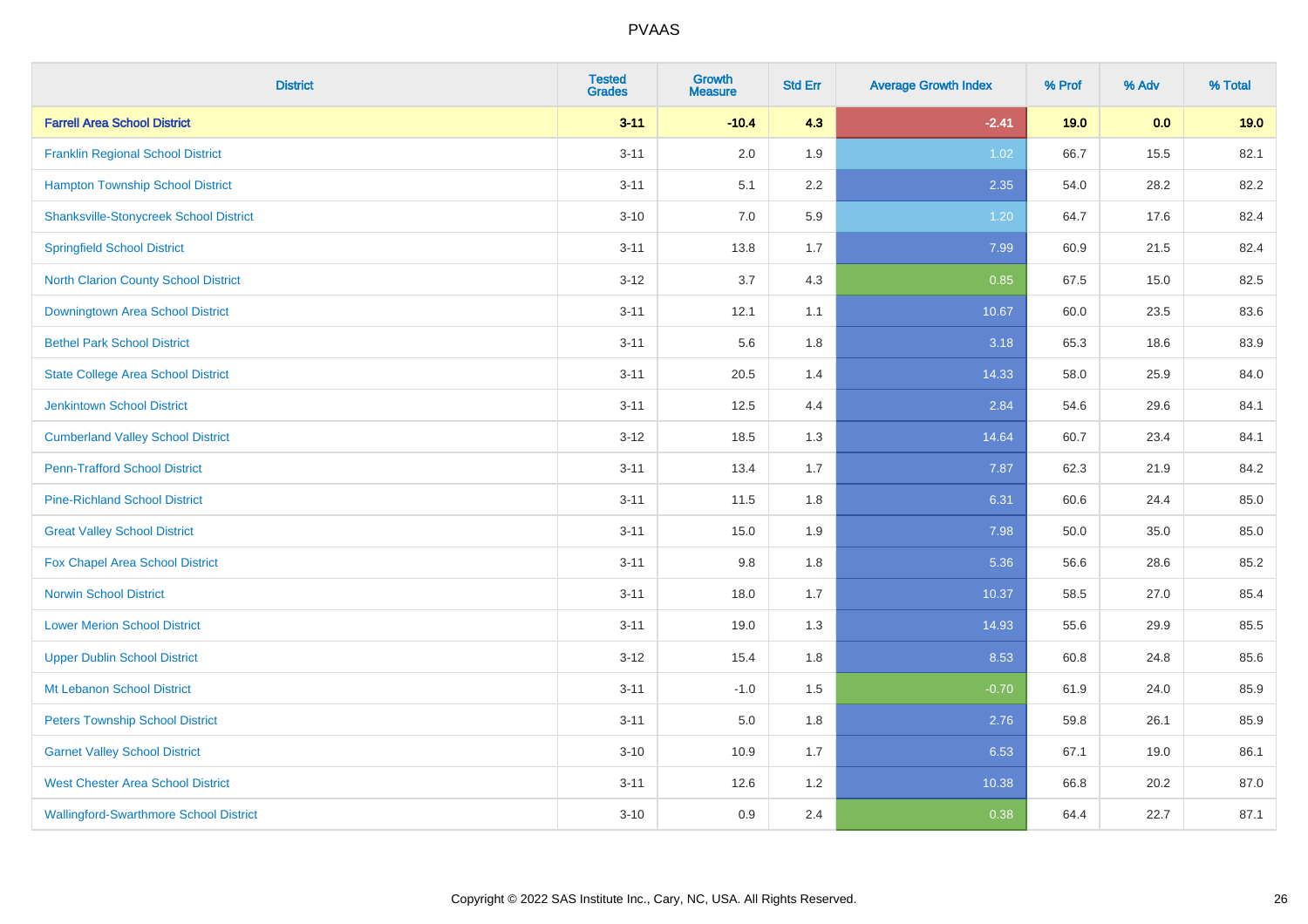| District | Tested Grades | Growth Measure | Std Err | Average Growth Index | % Prof | % Adv | % Total |
|---|---|---|---|---|---|---|---|
| **Farrell Area School District** | **3-11** | **-10.4** | **4.3** | **-2.41** | **19.0** | **0.0** | **19.0** |
| Franklin Regional School District | 3-11 | 2.0 | 1.9 | 1.02 | 66.7 | 15.5 | 82.1 |
| Hampton Township School District | 3-11 | 5.1 | 2.2 | 2.35 | 54.0 | 28.2 | 82.2 |
| Shanksville-Stonycreek School District | 3-10 | 7.0 | 5.9 | 1.20 | 64.7 | 17.6 | 82.4 |
| Springfield School District | 3-11 | 13.8 | 1.7 | 7.99 | 60.9 | 21.5 | 82.4 |
| North Clarion County School District | 3-12 | 3.7 | 4.3 | 0.85 | 67.5 | 15.0 | 82.5 |
| Downingtown Area School District | 3-11 | 12.1 | 1.1 | 10.67 | 60.0 | 23.5 | 83.6 |
| Bethel Park School District | 3-11 | 5.6 | 1.8 | 3.18 | 65.3 | 18.6 | 83.9 |
| State College Area School District | 3-11 | 20.5 | 1.4 | 14.33 | 58.0 | 25.9 | 84.0 |
| Jenkintown School District | 3-11 | 12.5 | 4.4 | 2.84 | 54.6 | 29.6 | 84.1 |
| Cumberland Valley School District | 3-12 | 18.5 | 1.3 | 14.64 | 60.7 | 23.4 | 84.1 |
| Penn-Trafford School District | 3-11 | 13.4 | 1.7 | 7.87 | 62.3 | 21.9 | 84.2 |
| Pine-Richland School District | 3-11 | 11.5 | 1.8 | 6.31 | 60.6 | 24.4 | 85.0 |
| Great Valley School District | 3-11 | 15.0 | 1.9 | 7.98 | 50.0 | 35.0 | 85.0 |
| Fox Chapel Area School District | 3-11 | 9.8 | 1.8 | 5.36 | 56.6 | 28.6 | 85.2 |
| Norwin School District | 3-11 | 18.0 | 1.7 | 10.37 | 58.5 | 27.0 | 85.4 |
| Lower Merion School District | 3-11 | 19.0 | 1.3 | 14.93 | 55.6 | 29.9 | 85.5 |
| Upper Dublin School District | 3-12 | 15.4 | 1.8 | 8.53 | 60.8 | 24.8 | 85.6 |
| Mt Lebanon School District | 3-11 | -1.0 | 1.5 | -0.70 | 61.9 | 24.0 | 85.9 |
| Peters Township School District | 3-11 | 5.0 | 1.8 | 2.76 | 59.8 | 26.1 | 85.9 |
| Garnet Valley School District | 3-10 | 10.9 | 1.7 | 6.53 | 67.1 | 19.0 | 86.1 |
| West Chester Area School District | 3-11 | 12.6 | 1.2 | 10.38 | 66.8 | 20.2 | 87.0 |
| Wallingford-Swarthmore School District | 3-10 | 0.9 | 2.4 | 0.38 | 64.4 | 22.7 | 87.1 |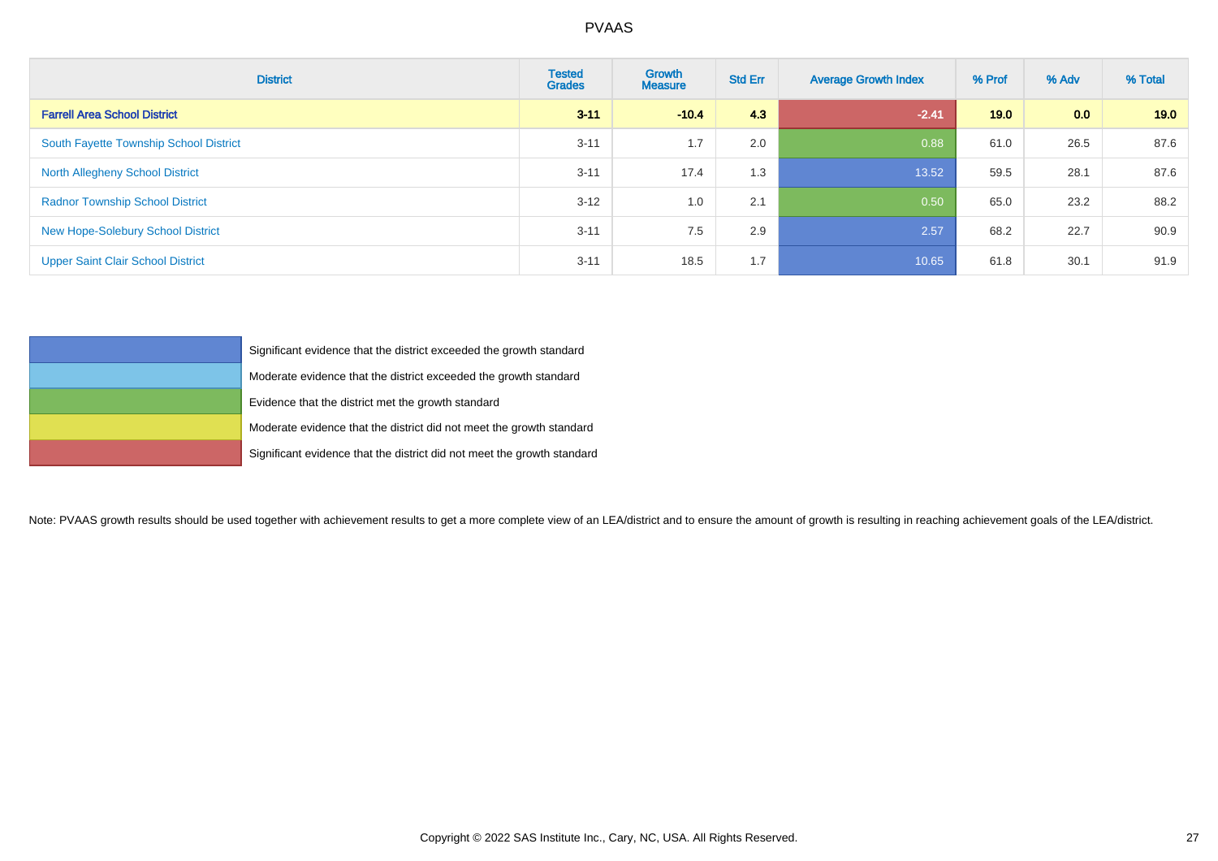# PVAAS

| District | Tested Grades | Growth Measure | Std Err | Average Growth Index | % Prof | % Adv | % Total |
|---|---|---|---|---|---|---|---|
| **Farrell Area School District** | **3-11** | **-10.4** | **4.3** | **-2.41** | **19.0** | **0.0** | **19.0** |
| South Fayette Township School District | 3-11 | 1.7 | 2.0 | 0.88 | 61.0 | 26.5 | 87.6 |
| North Allegheny School District | 3-11 | 17.4 | 1.3 | 13.52 | 59.5 | 28.1 | 87.6 |
| Radnor Township School District | 3-12 | 1.0 | 2.1 | 0.50 | 65.0 | 23.2 | 88.2 |
| New Hope-Solebury School District | 3-11 | 7.5 | 2.9 | 2.57 | 68.2 | 22.7 | 90.9 |
| Upper Saint Clair School District | 3-11 | 18.5 | 1.7 | 10.65 | 61.8 | 30.1 | 91.9 |

Significant evidence that the district exceeded the growth standard

Moderate evidence that the district exceeded the growth standard

Evidence that the district met the growth standard

Moderate evidence that the district did not meet the growth standard

Significant evidence that the district did not meet the growth standard

Note: PVAAS growth results should be used together with achievement results to get a more complete view of an LEA/district and to ensure the amount of growth is resulting in reaching achievement goals of the LEA/district.

Copyright © 2022 SAS Institute Inc., Cary, NC, USA. All Rights Reserved.